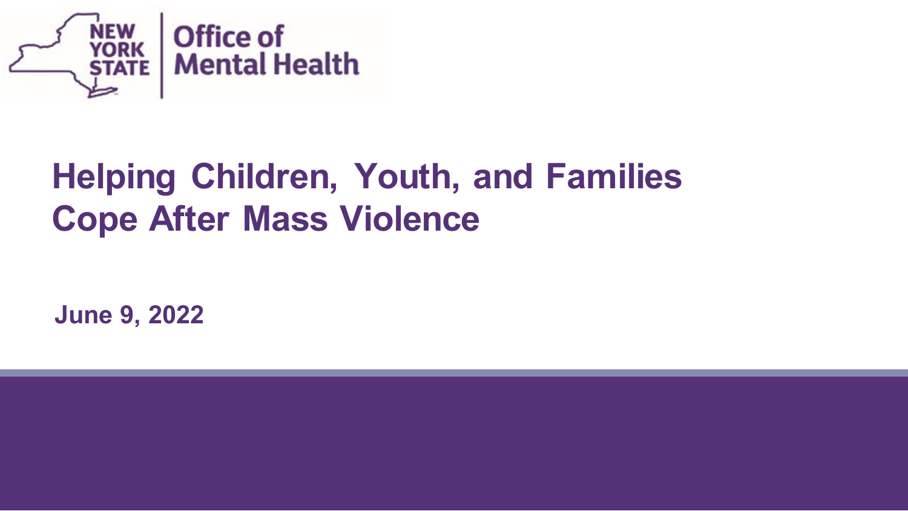New York State Office of Mental Health

# Helping Children, Youth, and Families Cope After Mass Violence

**June 9, 2022**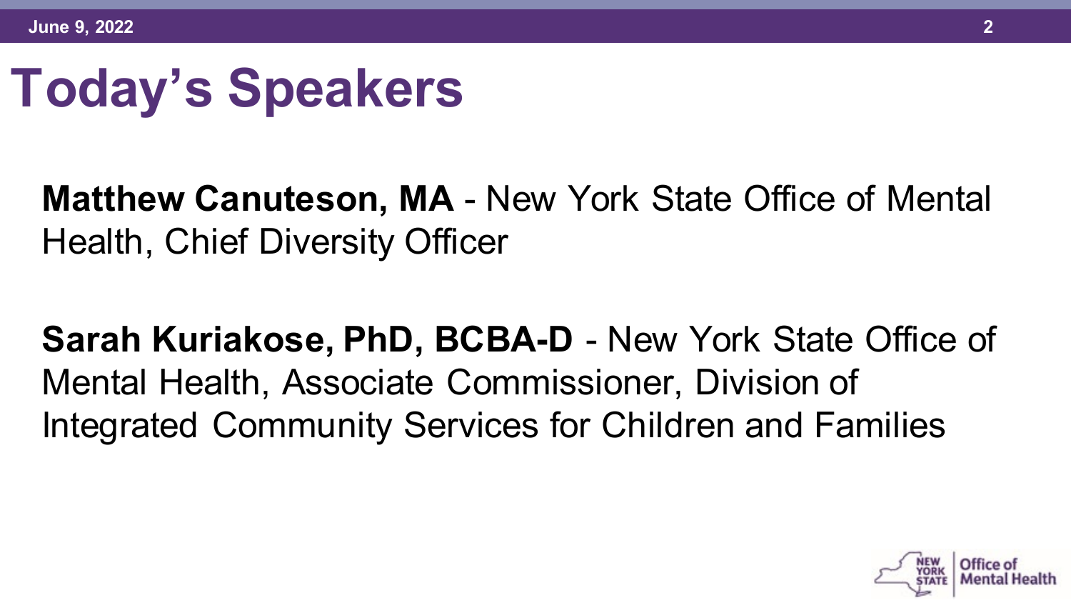# Today's Speakers

**Matthew Canuteson, MA** - New York State Office of Mental Health, Chief Diversity Officer

**Sarah Kuriakose, PhD, BCBA-D** - New York State Office of Mental Health, Associate Commissioner, Division of Integrated Community Services for Children and Families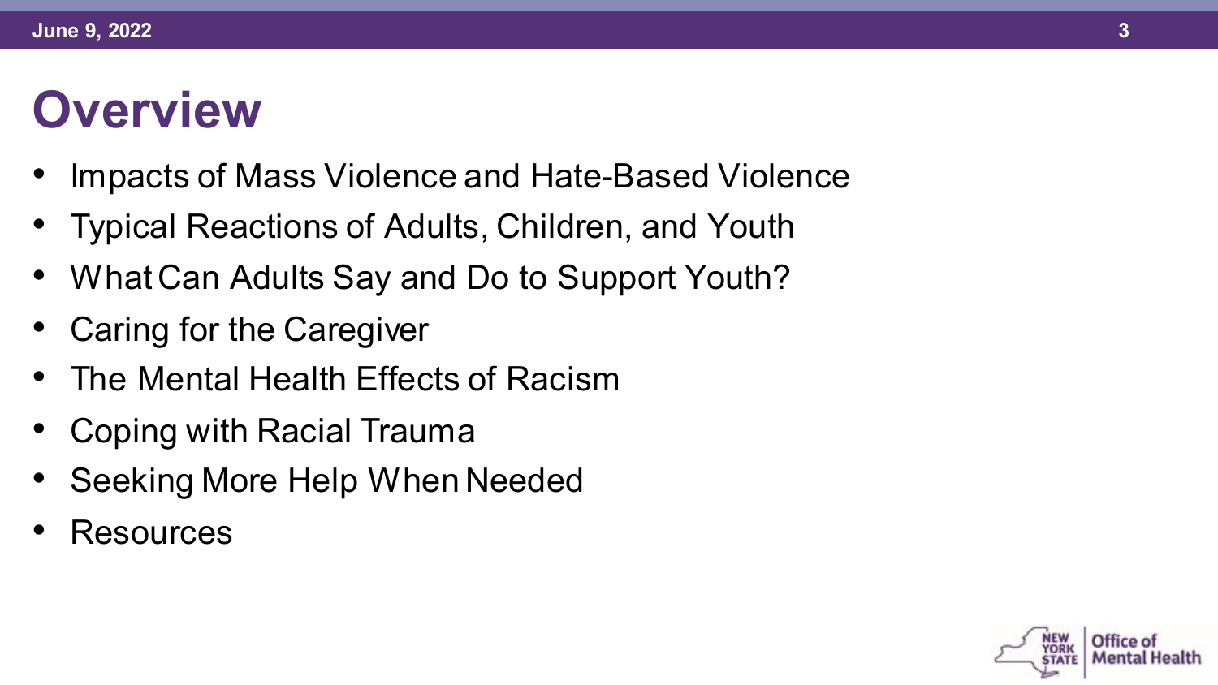# Overview

- Impacts of Mass Violence and Hate-Based Violence
- Typical Reactions of Adults, Children, and Youth
- What Can Adults Say and Do to Support Youth?
- Caring for the Caregiver
- The Mental Health Effects of Racism
- Coping with Racial Trauma
- Seeking More Help When Needed
- Resources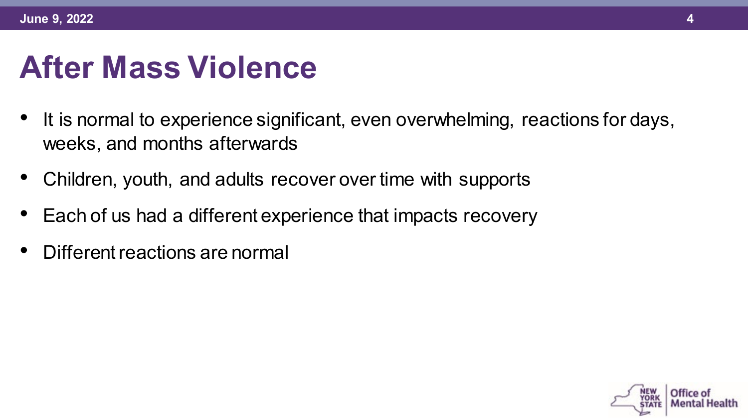# After Mass Violence

- It is normal to experience significant, even overwhelming, reactions for days, weeks, and months afterwards
- Children, youth, and adults recover over time with supports
- Each of us had a different experience that impacts recovery
- Different reactions are normal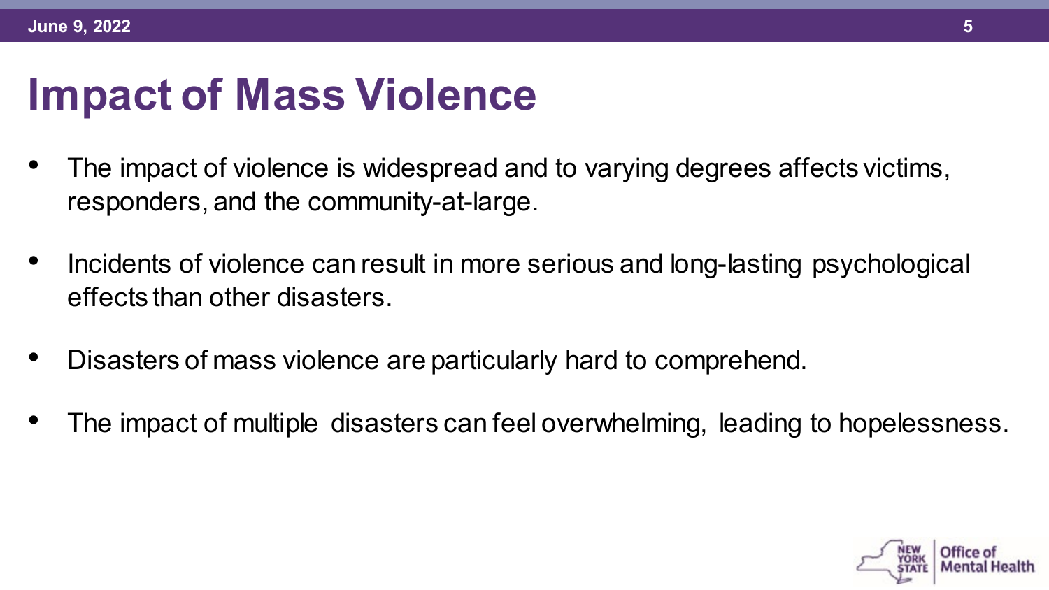# Impact of Mass Violence

- The impact of violence is widespread and to varying degrees affects victims, responders, and the community-at-large.
- Incidents of violence can result in more serious and long-lasting psychological effects than other disasters.
- Disasters of mass violence are particularly hard to comprehend.
- The impact of multiple disasters can feel overwhelming, leading to hopelessness.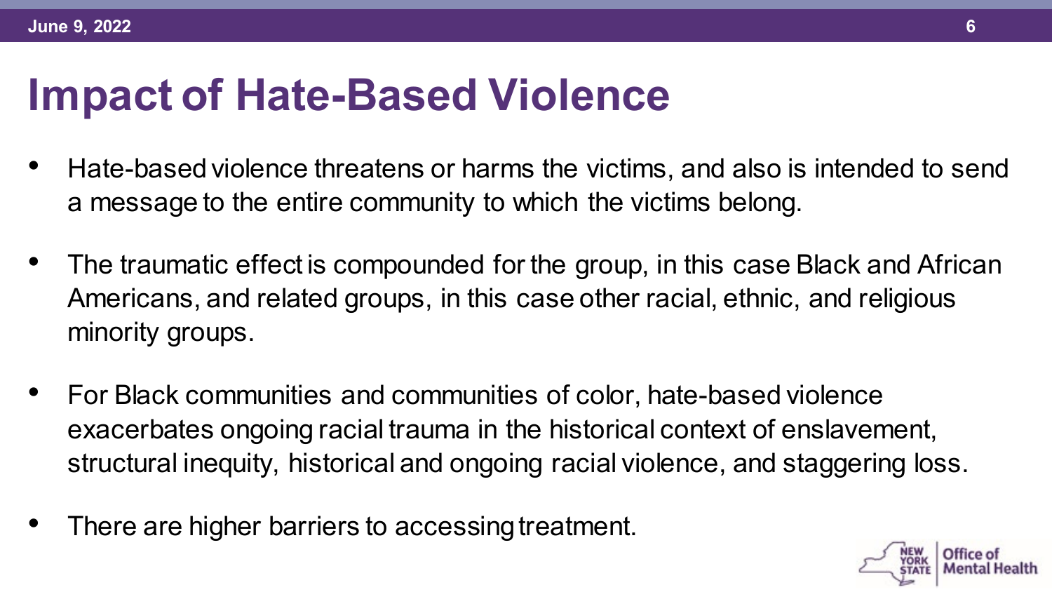# Impact of Hate-Based Violence

- Hate-based violence threatens or harms the victims, and also is intended to send a message to the entire community to which the victims belong.
- The traumatic effect is compounded for the group, in this case Black and African Americans, and related groups, in this case other racial, ethnic, and religious minority groups.
- For Black communities and communities of color, hate-based violence exacerbates ongoing racial trauma in the historical context of enslavement, structural inequity, historical and ongoing racial violence, and staggering loss.
- There are higher barriers to accessing treatment.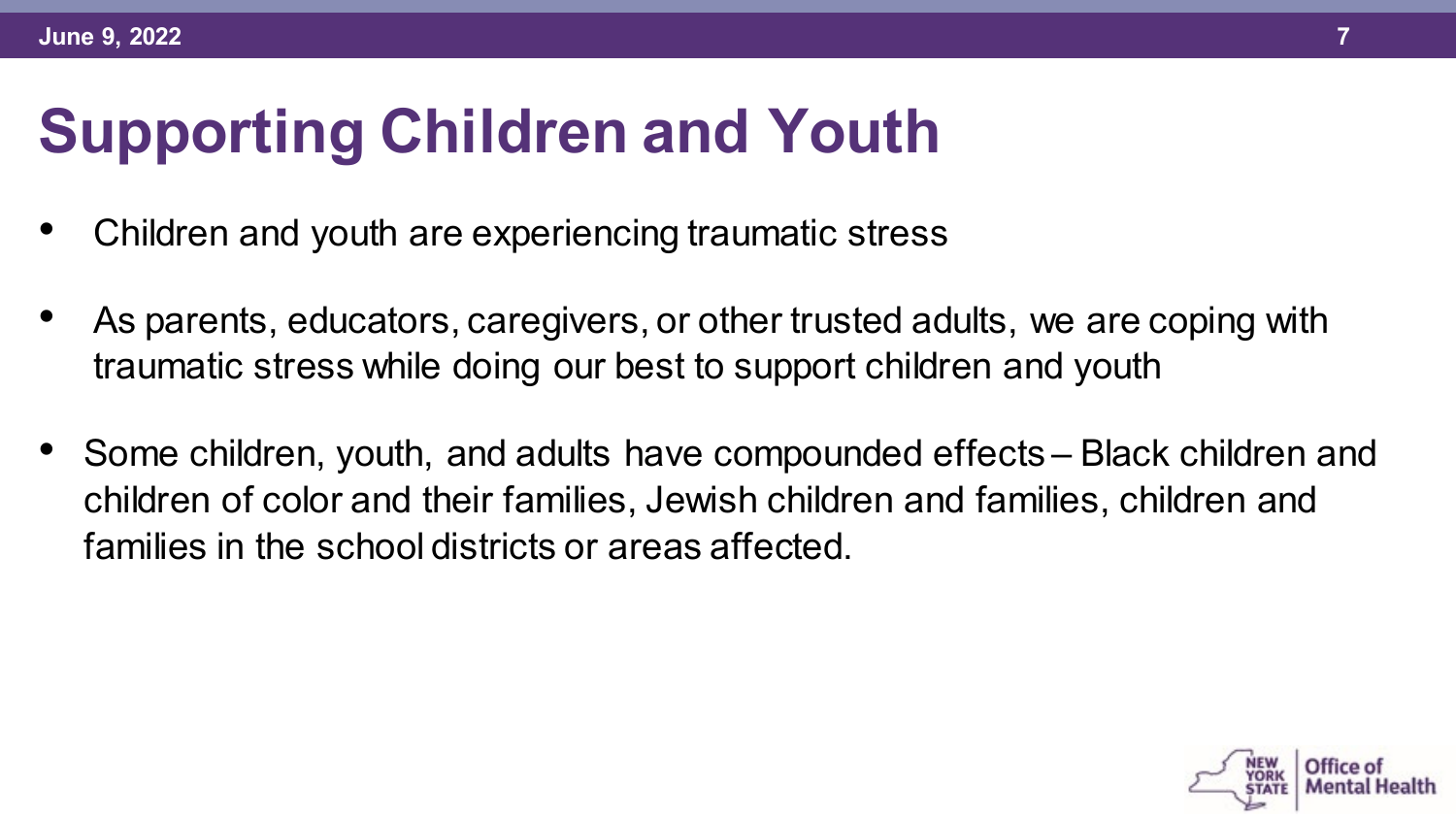# Supporting Children and Youth

- Children and youth are experiencing traumatic stress
- As parents, educators, caregivers, or other trusted adults, we are coping with traumatic stress while doing our best to support children and youth
- Some children, youth, and adults have compounded effects – Black children and children of color and their families, Jewish children and families, children and families in the school districts or areas affected.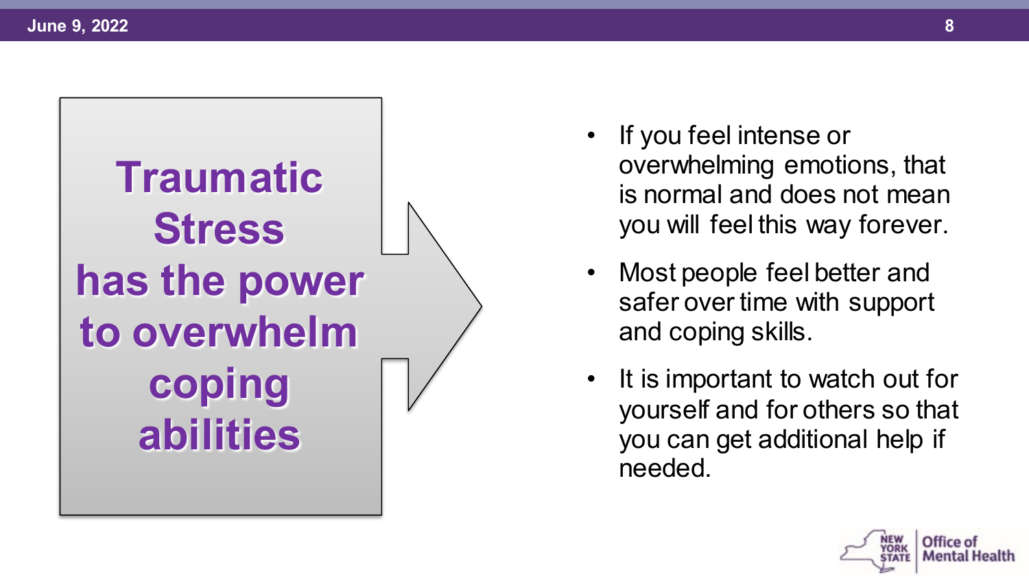**Traumatic Stress has the power to overwhelm coping abilities**

- If you feel intense or overwhelming emotions, that is normal and does not mean you will feel this way forever.
- Most people feel better and safer over time with support and coping skills.
- It is important to watch out for yourself and for others so that you can get additional help if needed.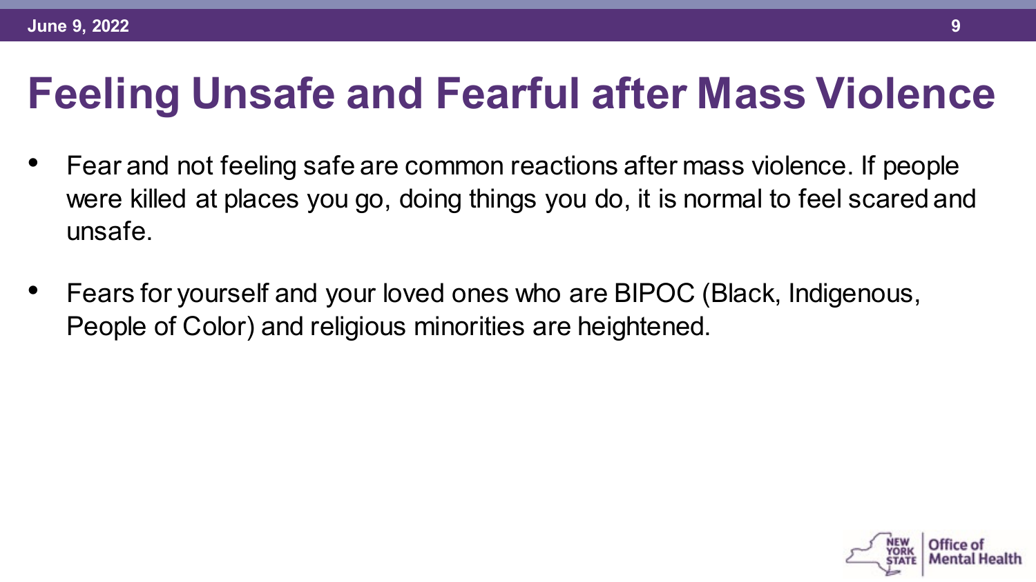# Feeling Unsafe and Fearful after Mass Violence

- Fear and not feeling safe are common reactions after mass violence. If people were killed at places you go, doing things you do, it is normal to feel scared and unsafe.
- Fears for yourself and your loved ones who are BIPOC (Black, Indigenous, People of Color) and religious minorities are heightened.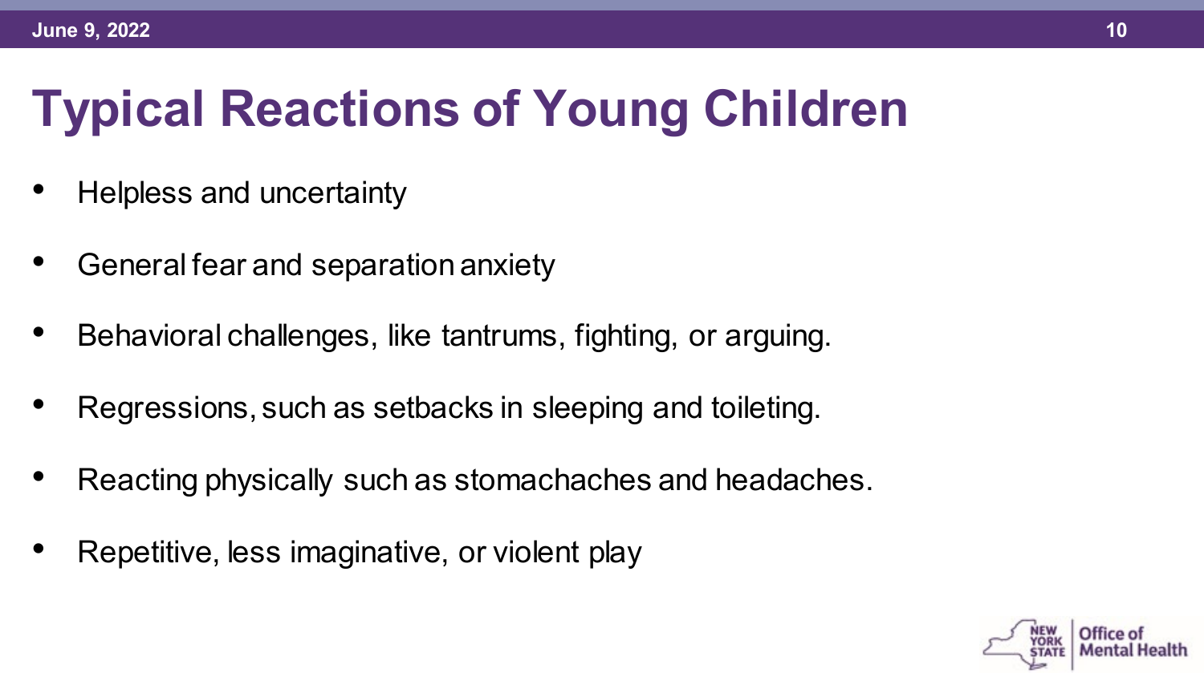# Typical Reactions of Young Children

- Helpless and uncertainty
- General fear and separation anxiety
- Behavioral challenges, like tantrums, fighting, or arguing.
- Regressions, such as setbacks in sleeping and toileting.
- Reacting physically such as stomachaches and headaches.
- Repetitive, less imaginative, or violent play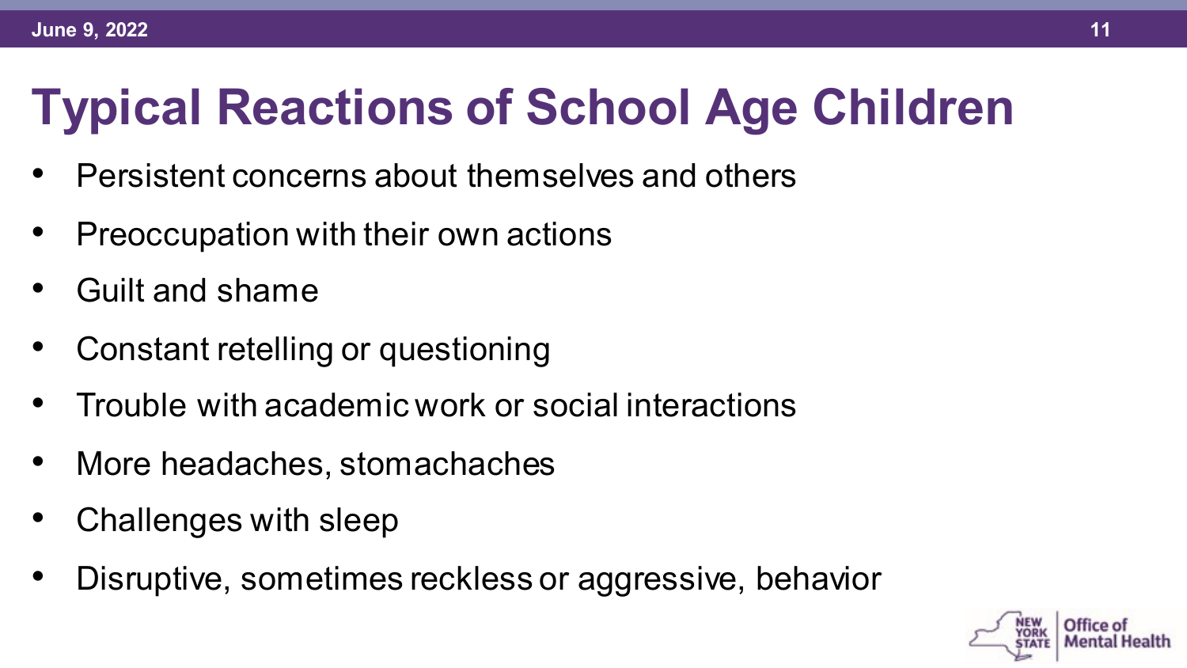# Typical Reactions of School Age Children

- Persistent concerns about themselves and others
- Preoccupation with their own actions
- Guilt and shame
- Constant retelling or questioning
- Trouble with academic work or social interactions
- More headaches, stomachaches
- Challenges with sleep
- Disruptive, sometimes reckless or aggressive, behavior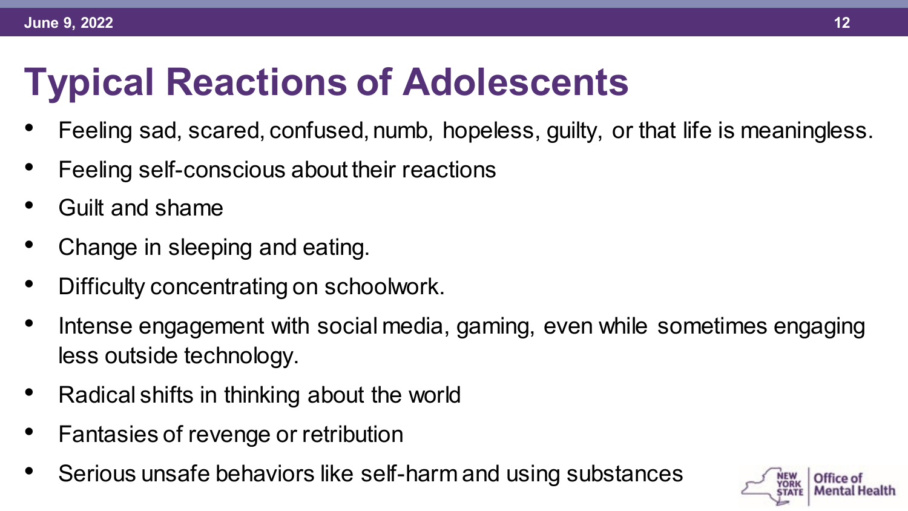# Typical Reactions of Adolescents

- Feeling sad, scared, confused, numb, hopeless, guilty, or that life is meaningless.
- Feeling self-conscious about their reactions
- Guilt and shame
- Change in sleeping and eating.
- Difficulty concentrating on schoolwork.
- Intense engagement with social media, gaming, even while sometimes engaging less outside technology.
- Radical shifts in thinking about the world
- Fantasies of revenge or retribution
- Serious unsafe behaviors like self-harm and using substances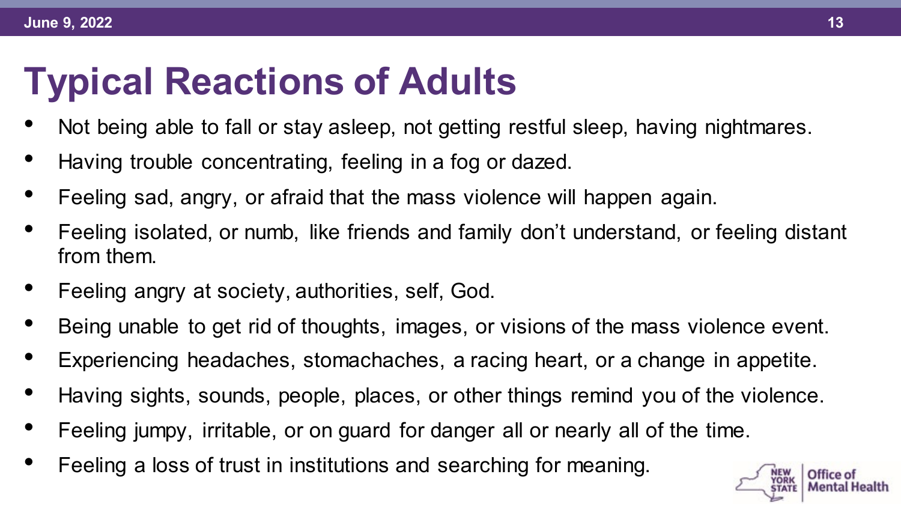# Typical Reactions of Adults

- Not being able to fall or stay asleep, not getting restful sleep, having nightmares.
- Having trouble concentrating, feeling in a fog or dazed.
- Feeling sad, angry, or afraid that the mass violence will happen again.
- Feeling isolated, or numb, like friends and family don't understand, or feeling distant from them.
- Feeling angry at society, authorities, self, God.
- Being unable to get rid of thoughts, images, or visions of the mass violence event.
- Experiencing headaches, stomachaches, a racing heart, or a change in appetite.
- Having sights, sounds, people, places, or other things remind you of the violence.
- Feeling jumpy, irritable, or on guard for danger all or nearly all of the time.
- Feeling a loss of trust in institutions and searching for meaning.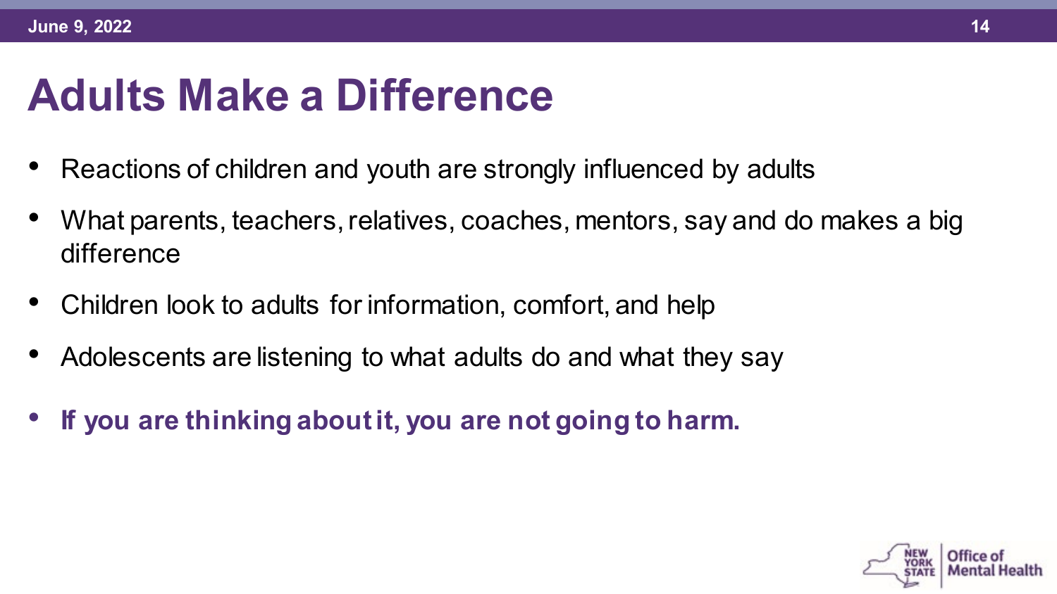# Adults Make a Difference

- Reactions of children and youth are strongly influenced by adults
- What parents, teachers, relatives, coaches, mentors, say and do makes a big difference
- Children look to adults for information, comfort, and help
- Adolescents are listening to what adults do and what they say
- **If you are thinking about it, you are not going to harm.**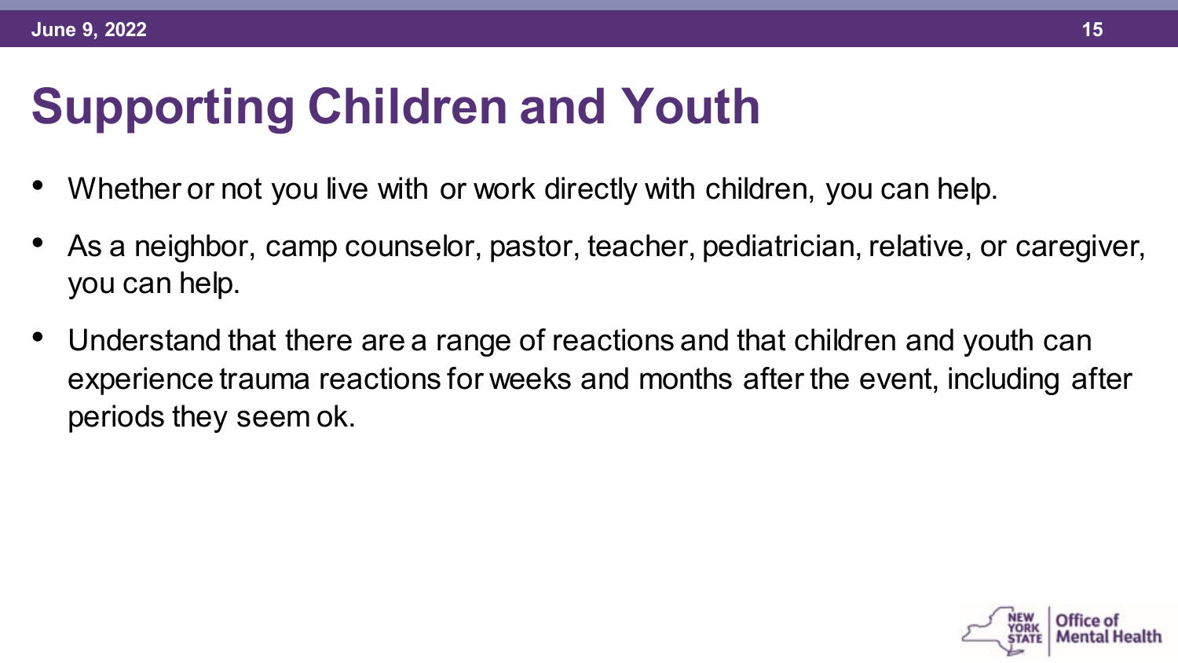# Supporting Children and Youth

- Whether or not you live with or work directly with children, you can help.
- As a neighbor, camp counselor, pastor, teacher, pediatrician, relative, or caregiver, you can help.
- Understand that there are a range of reactions and that children and youth can experience trauma reactions for weeks and months after the event, including after periods they seem ok.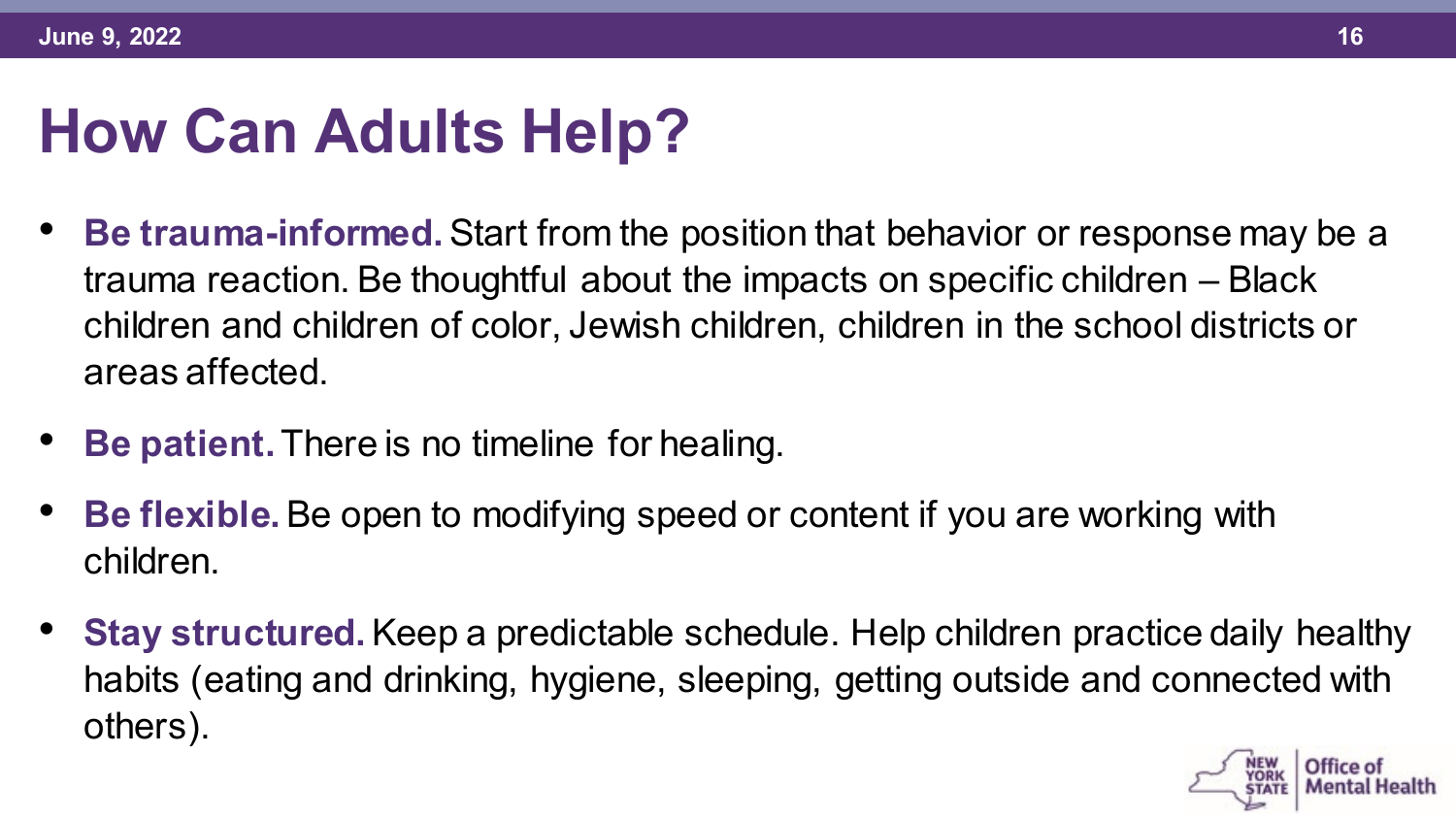# How Can Adults Help?

- **Be trauma-informed.** Start from the position that behavior or response may be a trauma reaction. Be thoughtful about the impacts on specific children – Black children and children of color, Jewish children, children in the school districts or areas affected.
- **Be patient.** There is no timeline for healing.
- **Be flexible.** Be open to modifying speed or content if you are working with children.
- **Stay structured.** Keep a predictable schedule. Help children practice daily healthy habits (eating and drinking, hygiene, sleeping, getting outside and connected with others).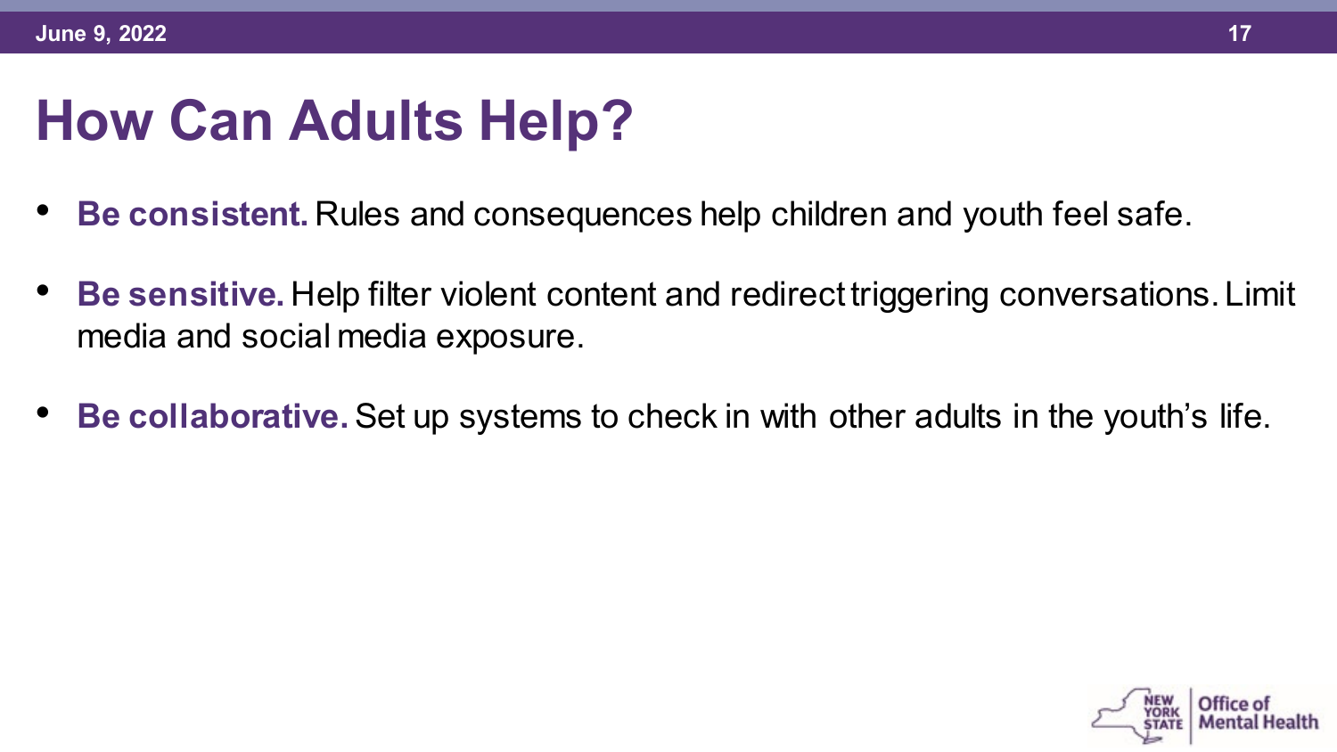# How Can Adults Help?

- **Be consistent.** Rules and consequences help children and youth feel safe.
- **Be sensitive.** Help filter violent content and redirect triggering conversations. Limit media and social media exposure.
- **Be collaborative.** Set up systems to check in with other adults in the youth's life.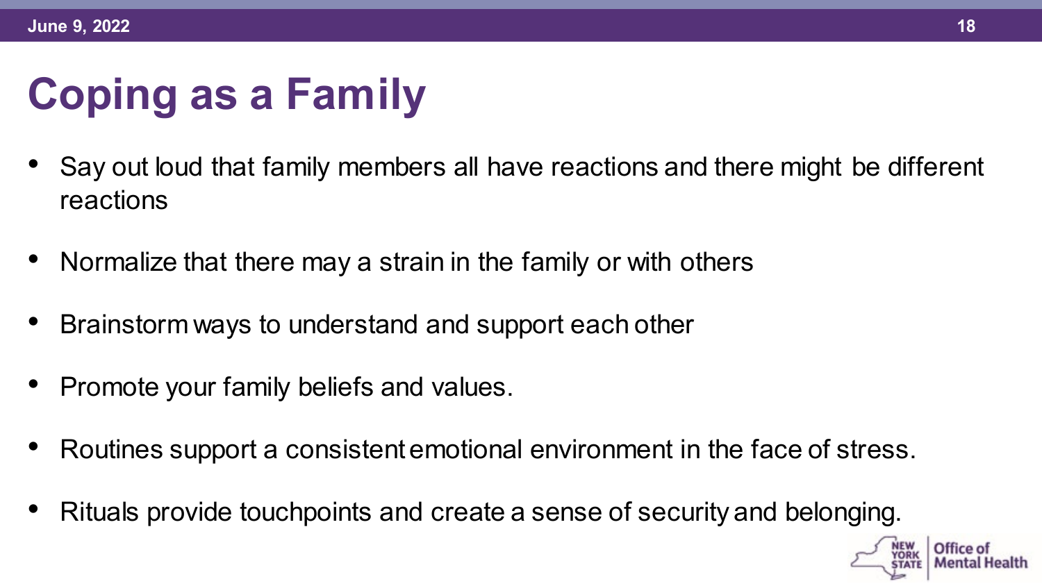# Coping as a Family

- Say out loud that family members all have reactions and there might be different reactions
- Normalize that there may a strain in the family or with others
- Brainstorm ways to understand and support each other
- Promote your family beliefs and values.
- Routines support a consistent emotional environment in the face of stress.
- Rituals provide touchpoints and create a sense of security and belonging.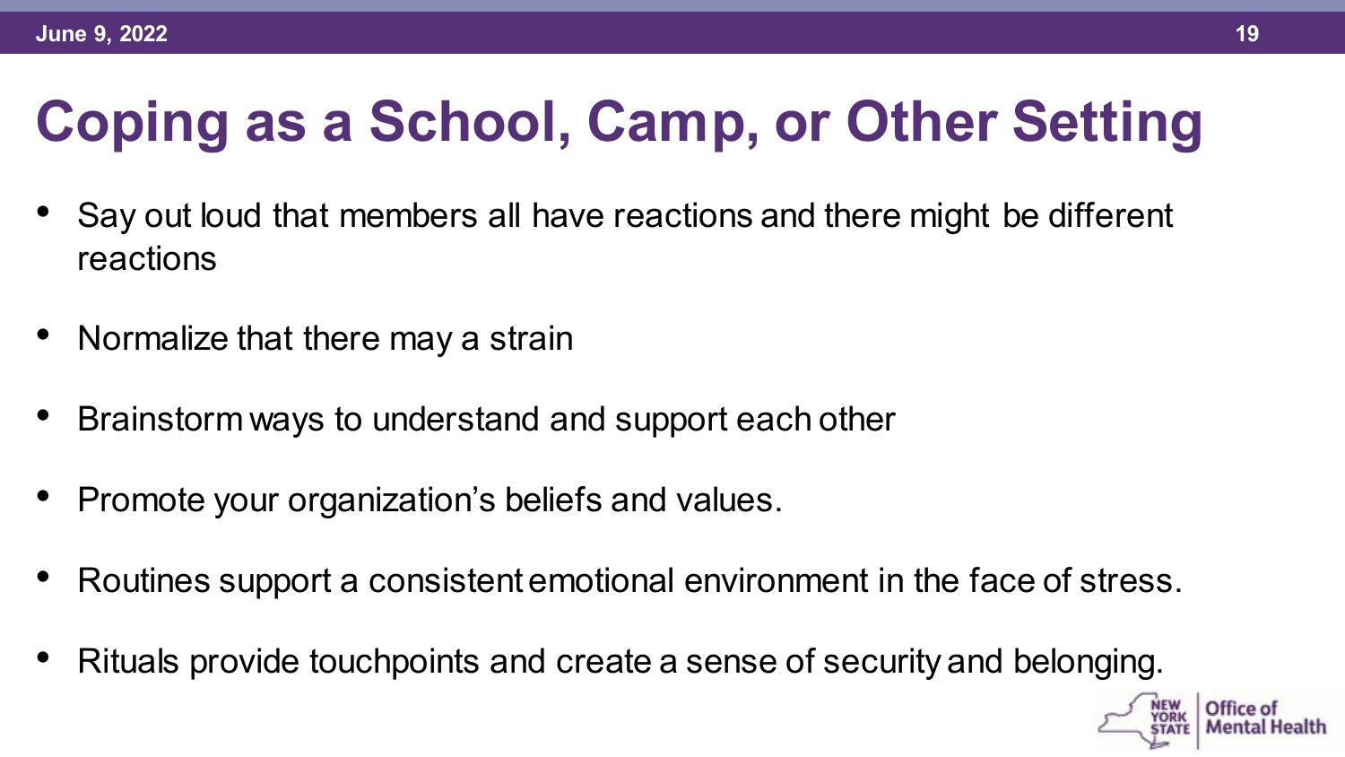# Coping as a School, Camp, or Other Setting

- Say out loud that members all have reactions and there might be different reactions
- Normalize that there may a strain
- Brainstorm ways to understand and support each other
- Promote your organization's beliefs and values.
- Routines support a consistent emotional environment in the face of stress.
- Rituals provide touchpoints and create a sense of security and belonging.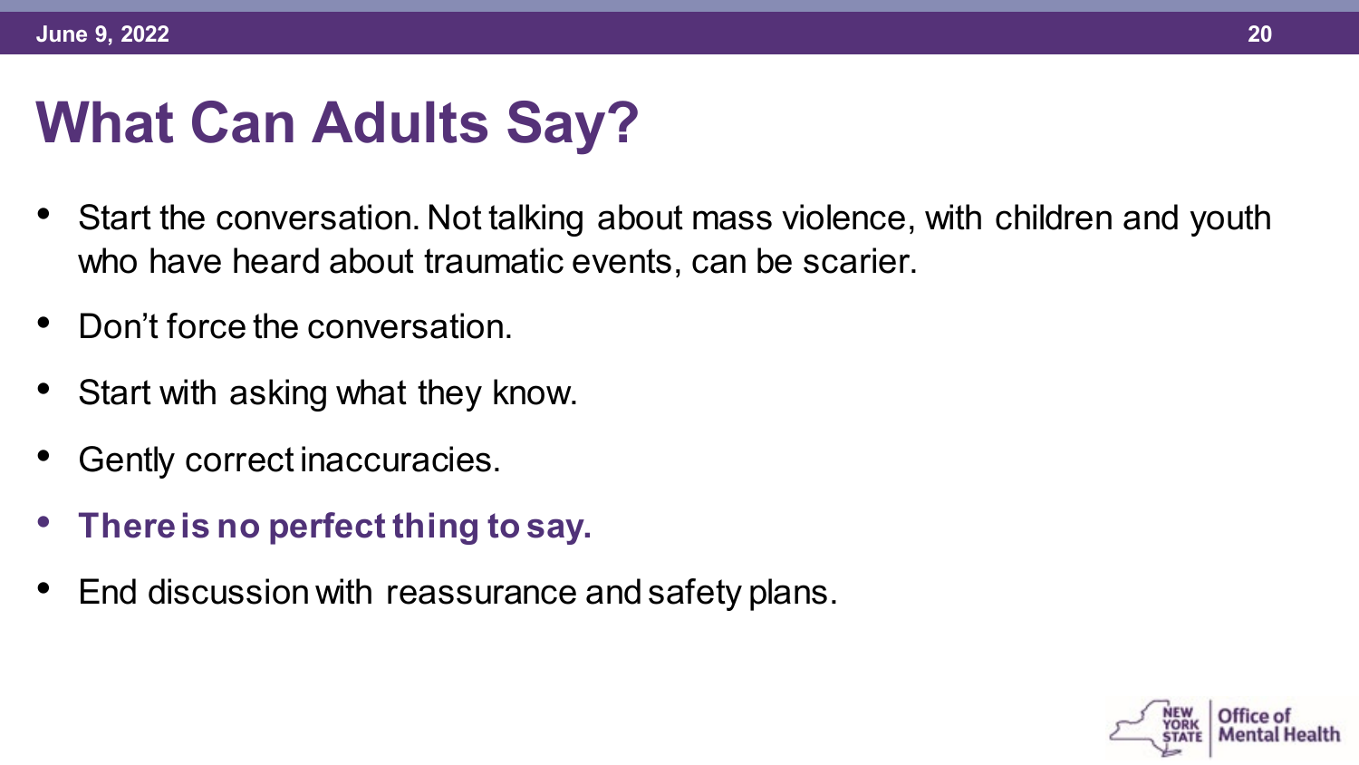# What Can Adults Say?

- Start the conversation. Not talking about mass violence, with children and youth who have heard about traumatic events, can be scarier.
- Don't force the conversation.
- Start with asking what they know.
- Gently correct inaccuracies.
- **There is no perfect thing to say.**
- End discussion with reassurance and safety plans.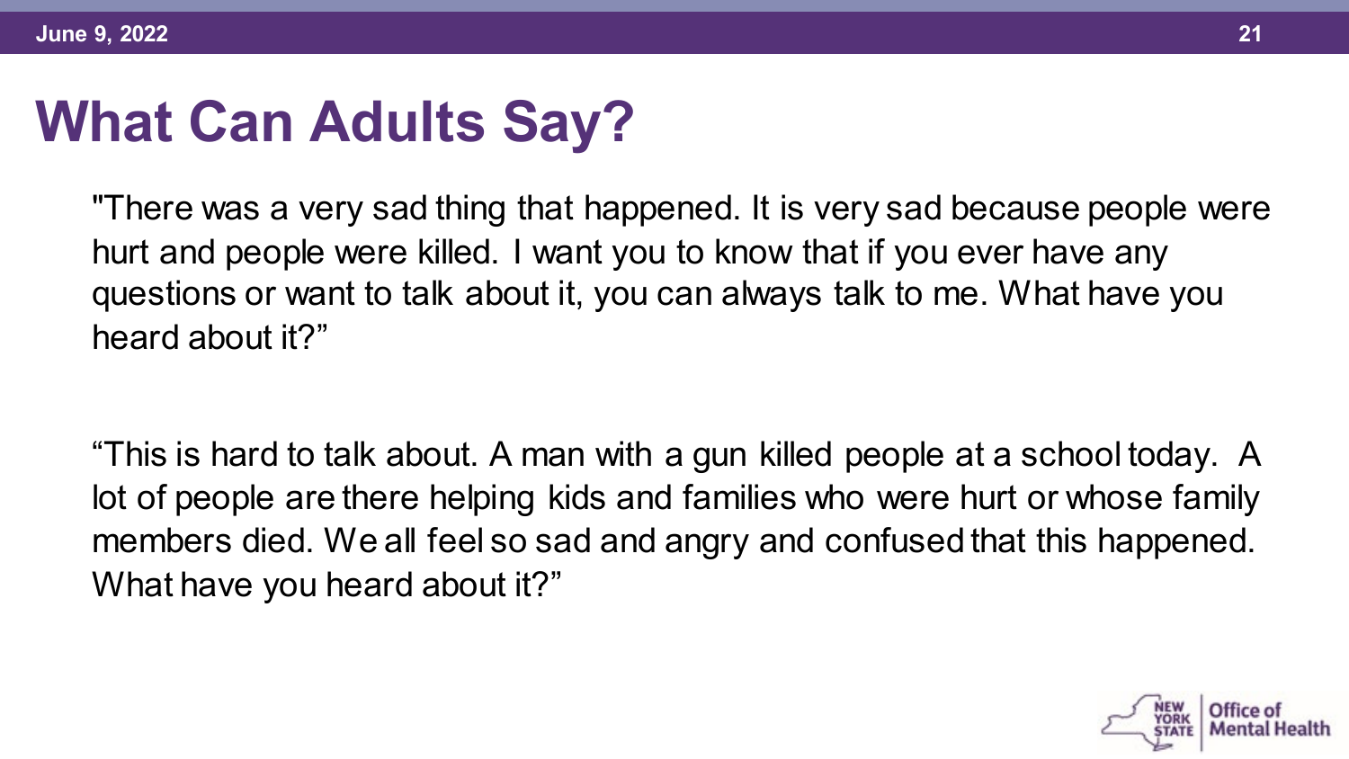# What Can Adults Say?

"There was a very sad thing that happened. It is very sad because people were hurt and people were killed. I want you to know that if you ever have any questions or want to talk about it, you can always talk to me. What have you heard about it?"

"This is hard to talk about. A man with a gun killed people at a school today. A lot of people are there helping kids and families who were hurt or whose family members died. We all feel so sad and angry and confused that this happened. What have you heard about it?"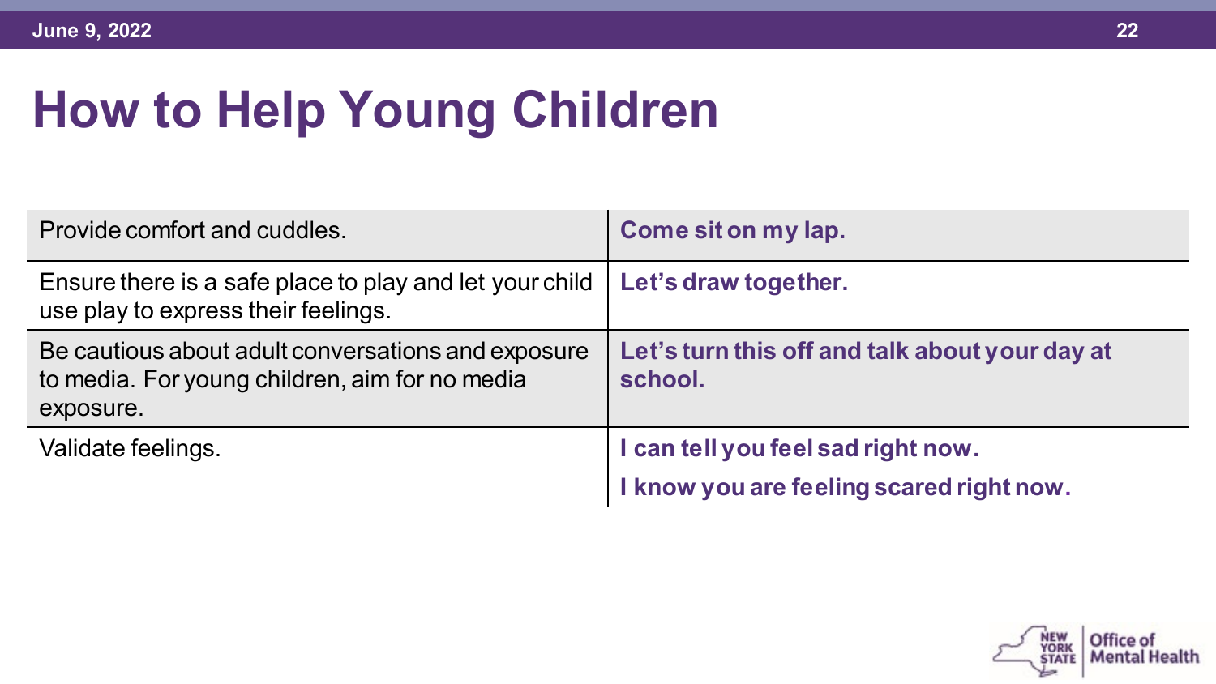# How to Help Young Children

| | |
|---|---|
| Provide comfort and cuddles. | **Come sit on my lap.** |
| Ensure there is a safe place to play and let your child use play to express their feelings. | **Let's draw together.** |
| Be cautious about adult conversations and exposure to media. For young children, aim for no media exposure. | **Let's turn this off and talk about your day at school.** |
| Validate feelings. | **I can tell you feel sad right now.** <br> **I know you are feeling scared right now.** |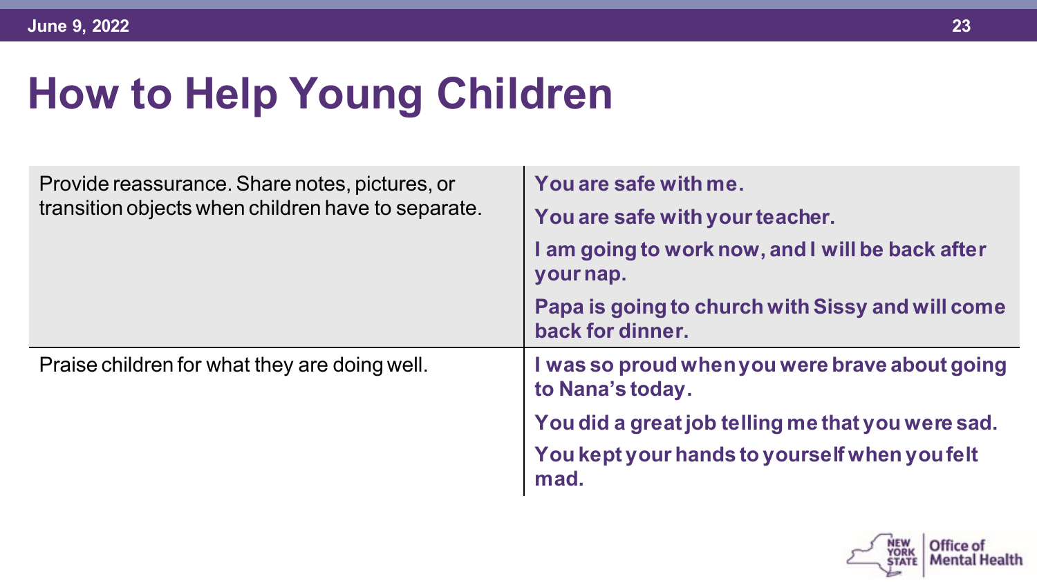# How to Help Young Children

| | |
|---|---|
| Provide reassurance. Share notes, pictures, or transition objects when children have to separate. | **You are safe with me.**<br>**You are safe with your teacher.**<br>**I am going to work now, and I will be back after your nap.**<br>**Papa is going to church with Sissy and will come back for dinner.** |
| Praise children for what they are doing well. | **I was so proud when you were brave about going to Nana's today.**<br>**You did a great job telling me that you were sad.**<br>**You kept your hands to yourself when you felt mad.** |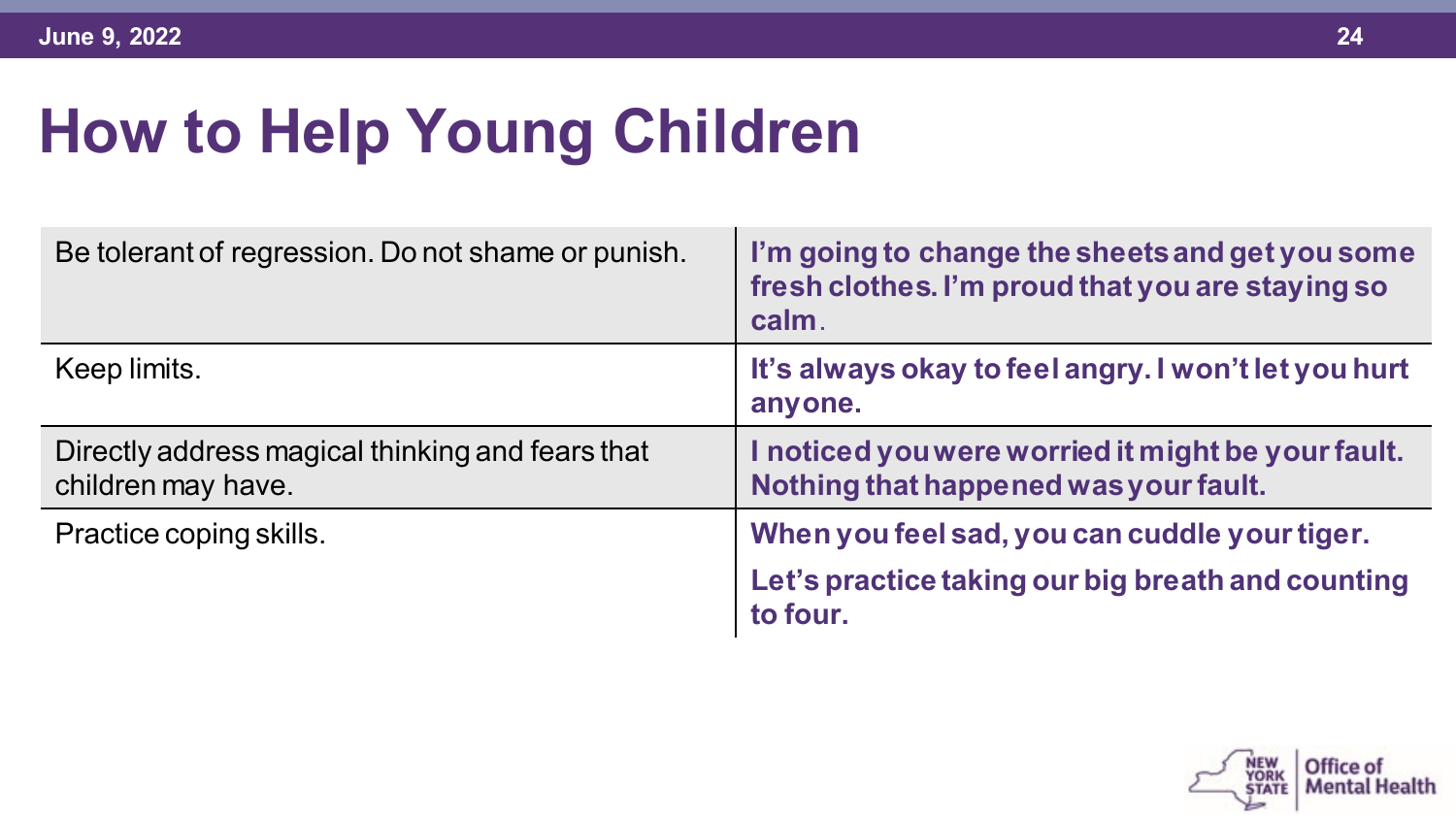# How to Help Young Children

| | |
|---|---|
| Be tolerant of regression. Do not shame or punish. | **I'm going to change the sheets and get you some fresh clothes. I'm proud that you are staying so calm.** |
| Keep limits. | **It's always okay to feel angry. I won't let you hurt anyone.** |
| Directly address magical thinking and fears that children may have. | **I noticed you were worried it might be your fault. Nothing that happened was your fault.** |
| Practice coping skills. | **When you feel sad, you can cuddle your tiger.** <br> **Let's practice taking our big breath and counting to four.** |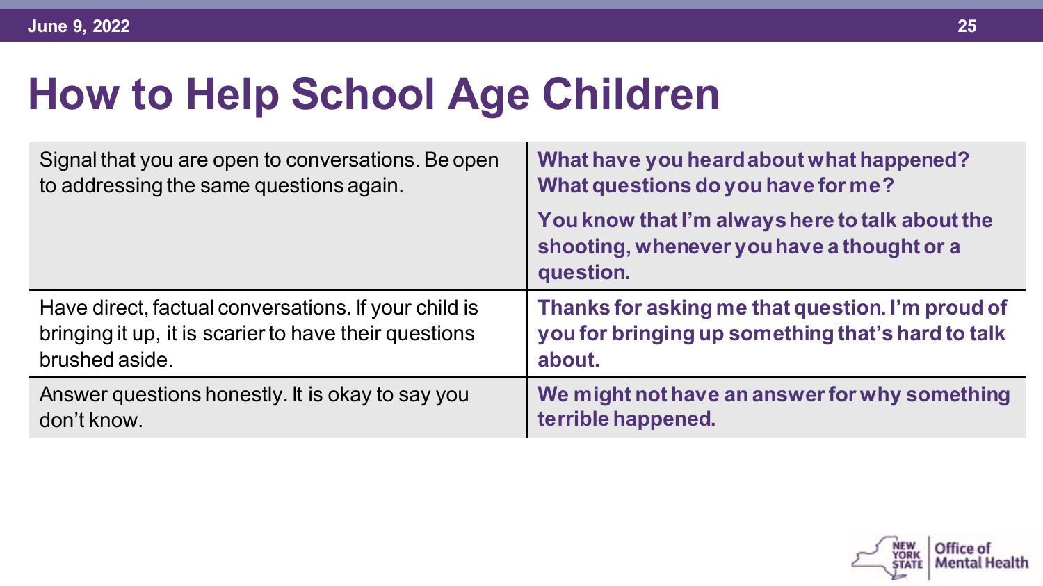# How to Help School Age Children

| | |
|---|---|
| Signal that you are open to conversations. Be open to addressing the same questions again. | **What have you heard about what happened? What questions do you have for me?** <br> **You know that I'm always here to talk about the shooting, whenever you have a thought or a question.** |
| Have direct, factual conversations. If your child is bringing it up, it is scarier to have their questions brushed aside. | **Thanks for asking me that question. I'm proud of you for bringing up something that's hard to talk about.** |
| Answer questions honestly. It is okay to say you don't know. | **We might not have an answer for why something terrible happened.** |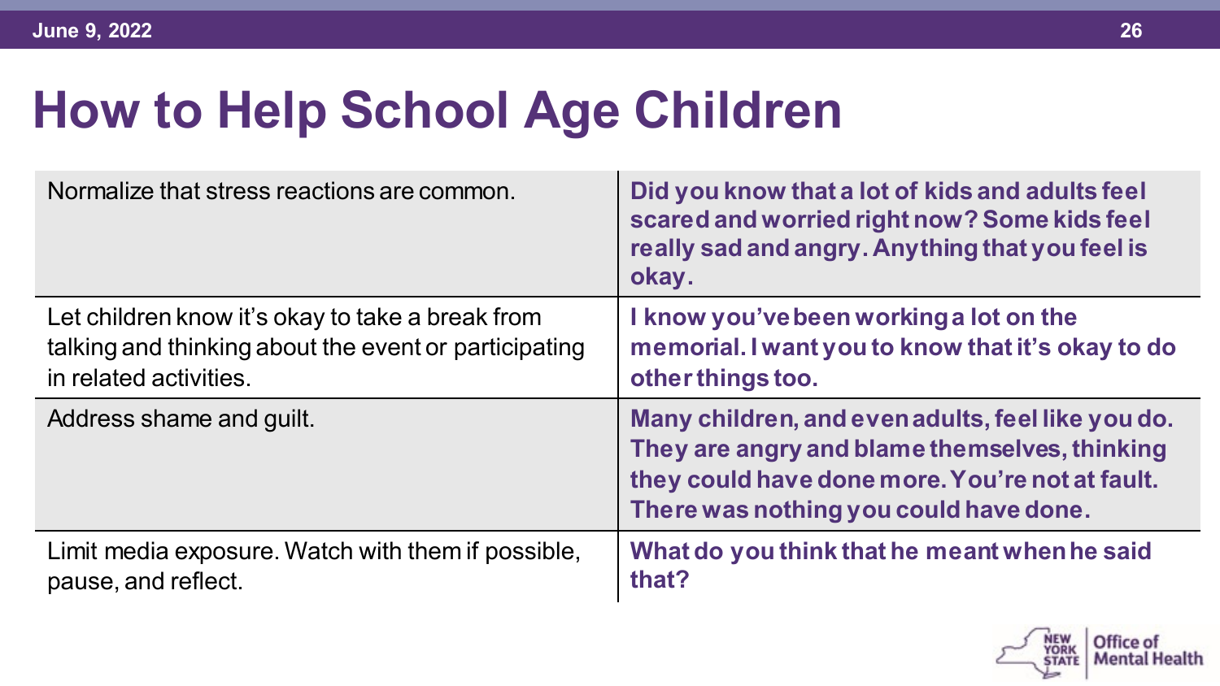# How to Help School Age Children

| | |
|---|---|
| Normalize that stress reactions are common. | **Did you know that a lot of kids and adults feel scared and worried right now? Some kids feel really sad and angry. Anything that you feel is okay.** |
| Let children know it's okay to take a break from talking and thinking about the event or participating in related activities. | **I know you've been working a lot on the memorial. I want you to know that it's okay to do other things too.** |
| Address shame and guilt. | **Many children, and even adults, feel like you do. They are angry and blame themselves, thinking they could have done more. You're not at fault. There was nothing you could have done.** |
| Limit media exposure. Watch with them if possible, pause, and reflect. | **What do you think that he meant when he said that?** |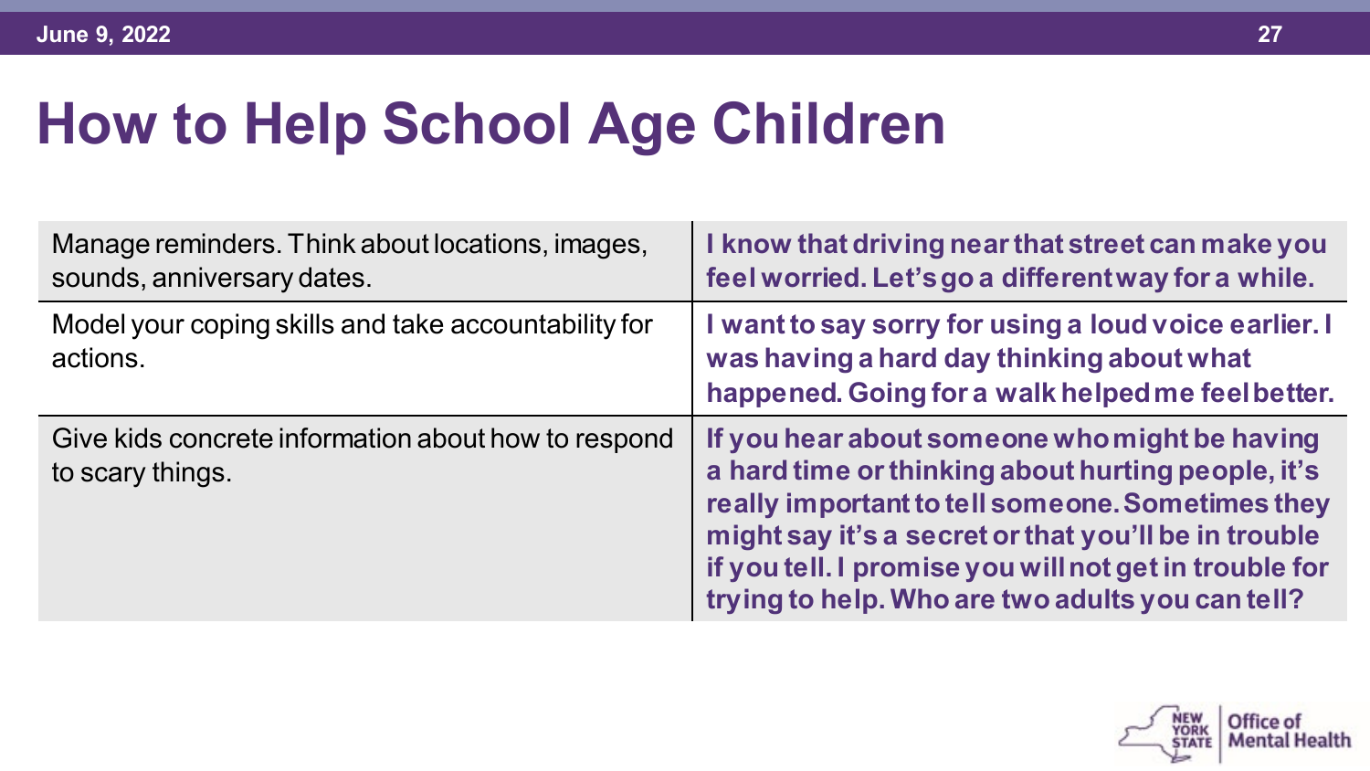# How to Help School Age Children

| | |
|---|---|
| Manage reminders. Think about locations, images, sounds, anniversary dates. | **I know that driving near that street can make you feel worried. Let's go a different way for a while.** |
| Model your coping skills and take accountability for actions. | **I want to say sorry for using a loud voice earlier. I was having a hard day thinking about what happened. Going for a walk helped me feel better.** |
| Give kids concrete information about how to respond to scary things. | **If you hear about someone who might be having a hard time or thinking about hurting people, it's really important to tell someone. Sometimes they might say it's a secret or that you'll be in trouble if you tell. I promise you will not get in trouble for trying to help. Who are two adults you can tell?** |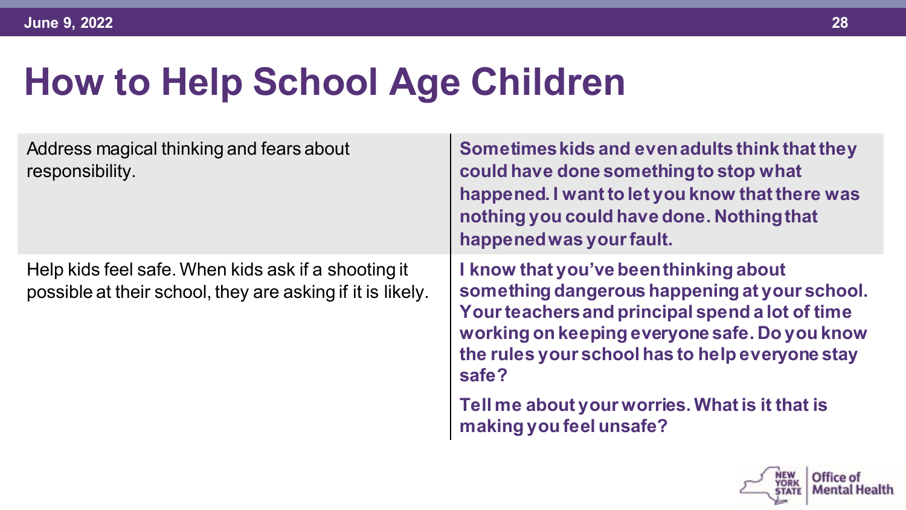# How to Help School Age Children

| | |
|---|---|
| Address magical thinking and fears about responsibility. | **Sometimes kids and even adults think that they could have done something to stop what happened. I want to let you know that there was nothing you could have done. Nothing that happened was your fault.** |
| Help kids feel safe. When kids ask if a shooting it possible at their school, they are asking if it is likely. | **I know that you've been thinking about something dangerous happening at your school. Your teachers and principal spend a lot of time working on keeping everyone safe. Do you know the rules your school has to help everyone stay safe?** <br><br> **Tell me about your worries. What is it that is making you feel unsafe?** |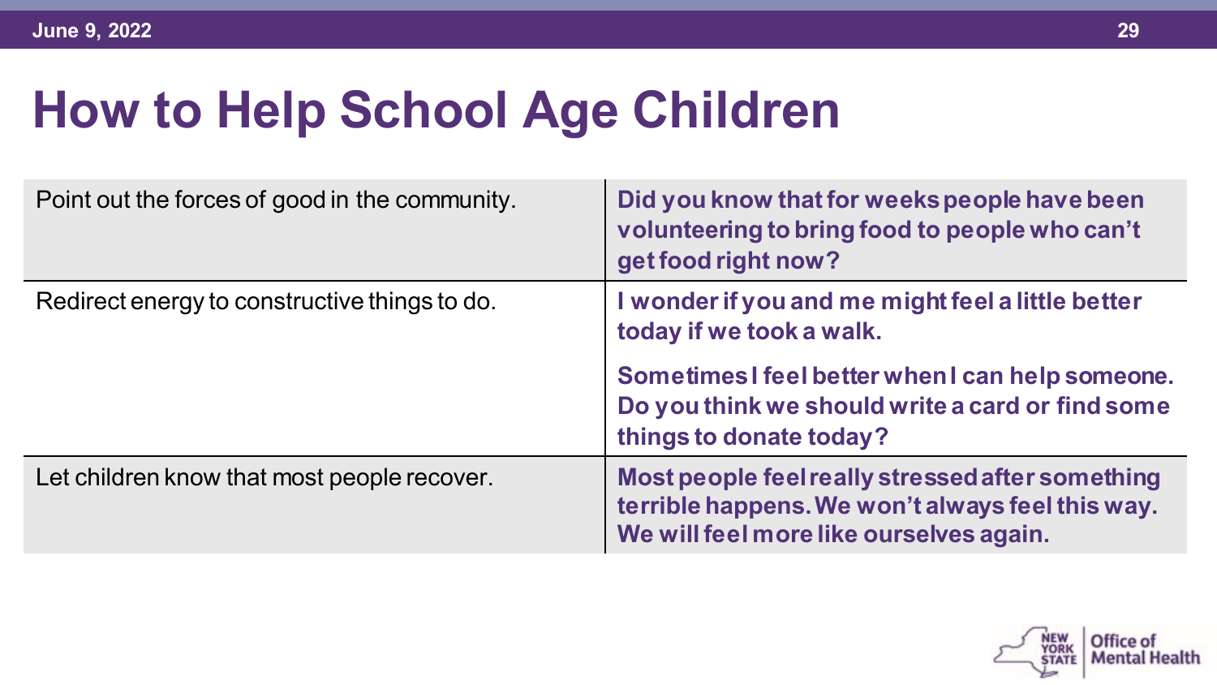# How to Help School Age Children

| | |
|---|---|
| Point out the forces of good in the community. | **Did you know that for weeks people have been volunteering to bring food to people who can't get food right now?** |
| Redirect energy to constructive things to do. | **I wonder if you and me might feel a little better today if we took a walk.**<br><br>**Sometimes I feel better when I can help someone. Do you think we should write a card or find some things to donate today?** |
| Let children know that most people recover. | **Most people feel really stressed after something terrible happens. We won't always feel this way. We will feel more like ourselves again.** |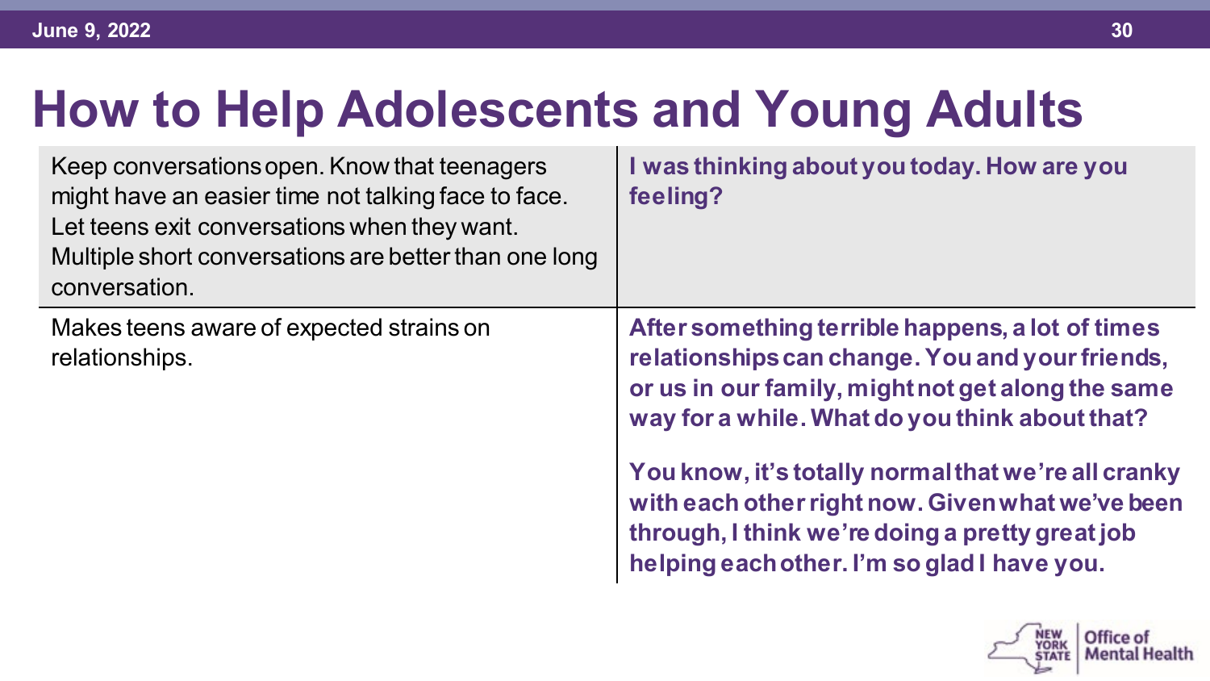# How to Help Adolescents and Young Adults

| | |
|---|---|
| Keep conversations open. Know that teenagers might have an easier time not talking face to face. Let teens exit conversations when they want. Multiple short conversations are better than one long conversation. | **I was thinking about you today. How are you feeling?** |
| Makes teens aware of expected strains on relationships. | **After something terrible happens, a lot of times relationships can change. You and your friends, or us in our family, might not get along the same way for a while. What do you think about that?**<br><br>**You know, it's totally normal that we're all cranky with each other right now. Given what we've been through, I think we're doing a pretty great job helping each other. I'm so glad I have you.** |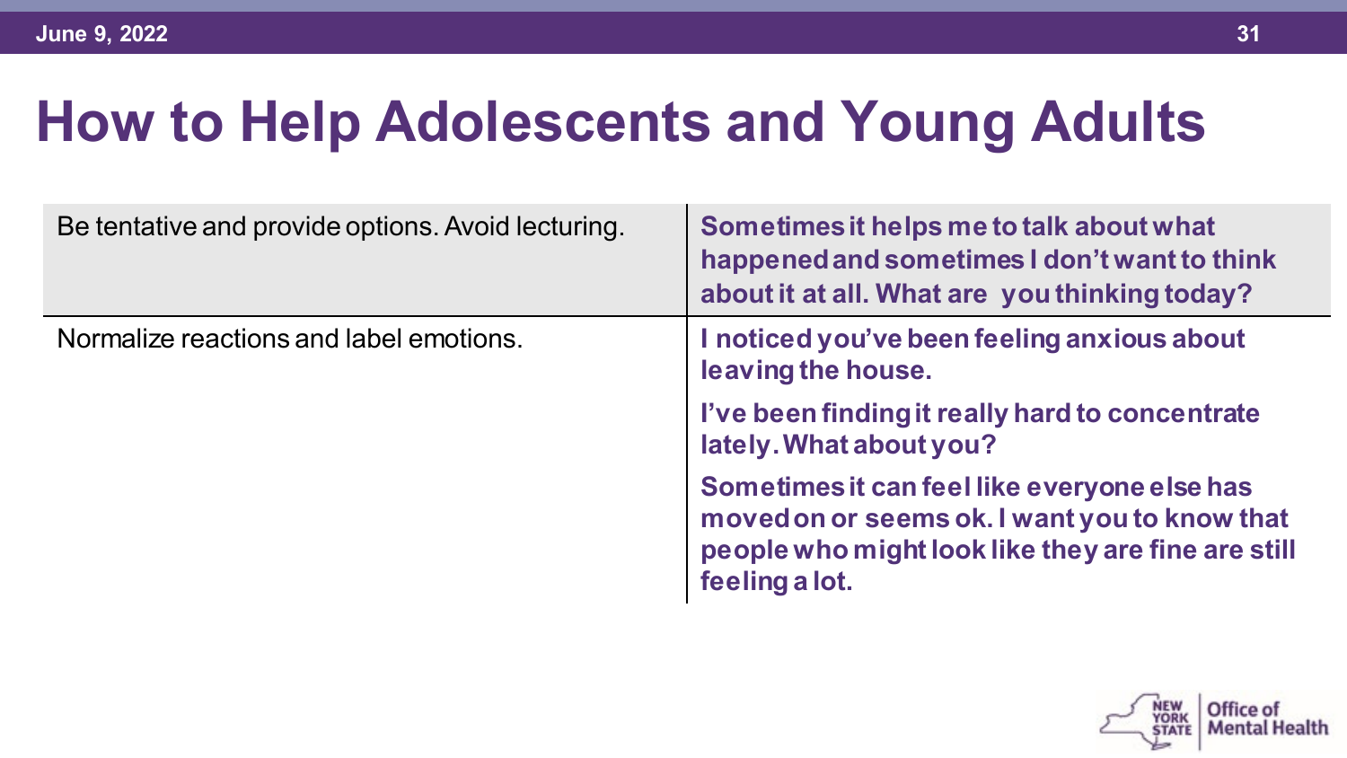# How to Help Adolescents and Young Adults

| | |
|---|---|
| Be tentative and provide options. Avoid lecturing. | **Sometimes it helps me to talk about what happened and sometimes I don't want to think about it at all. What are you thinking today?** |
| Normalize reactions and label emotions. | **I noticed you've been feeling anxious about leaving the house.**<br><br>**I've been finding it really hard to concentrate lately. What about you?**<br><br>**Sometimes it can feel like everyone else has moved on or seems ok. I want you to know that people who might look like they are fine are still feeling a lot.** |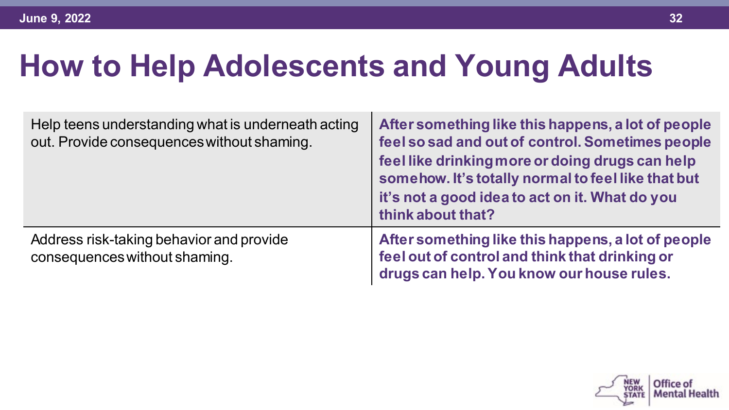# How to Help Adolescents and Young Adults

| | |
|---|---|
| Help teens understanding what is underneath acting out. Provide consequences without shaming. | **After something like this happens, a lot of people feel so sad and out of control. Sometimes people feel like drinking more or doing drugs can help somehow. It's totally normal to feel like that but it's not a good idea to act on it. What do you think about that?** |
| Address risk-taking behavior and provide consequences without shaming. | **After something like this happens, a lot of people feel out of control and think that drinking or drugs can help. You know our house rules.** |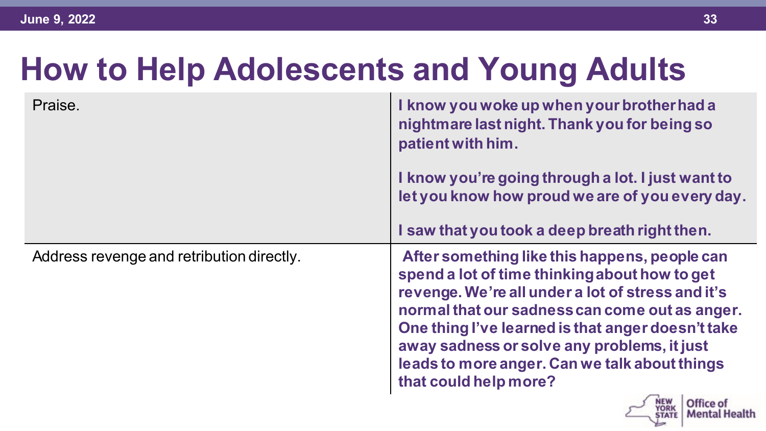# How to Help Adolescents and Young Adults

| | |
|---|---|
| Praise. | **I know you woke up when your brother had a nightmare last night. Thank you for being so patient with him.**<br><br>**I know you're going through a lot. I just want to let you know how proud we are of you every day.**<br><br>**I saw that you took a deep breath right then.** |
| Address revenge and retribution directly. | **After something like this happens, people can spend a lot of time thinking about how to get revenge. We're all under a lot of stress and it's normal that our sadness can come out as anger. One thing I've learned is that anger doesn't take away sadness or solve any problems, it just leads to more anger. Can we talk about things that could help more?** |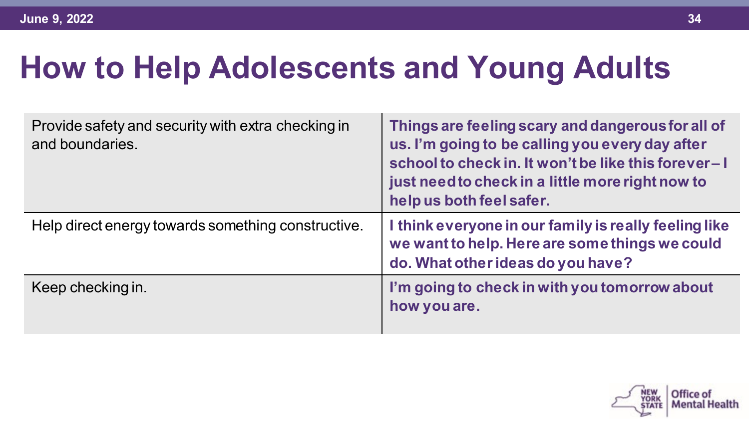# How to Help Adolescents and Young Adults

| | |
|---|---|
| Provide safety and security with extra checking in and boundaries. | **Things are feeling scary and dangerous for all of us. I'm going to be calling you every day after school to check in. It won't be like this forever – I just need to check in a little more right now to help us both feel safer.** |
| Help direct energy towards something constructive. | **I think everyone in our family is really feeling like we want to help. Here are some things we could do. What other ideas do you have?** |
| Keep checking in. | **I'm going to check in with you tomorrow about how you are.** |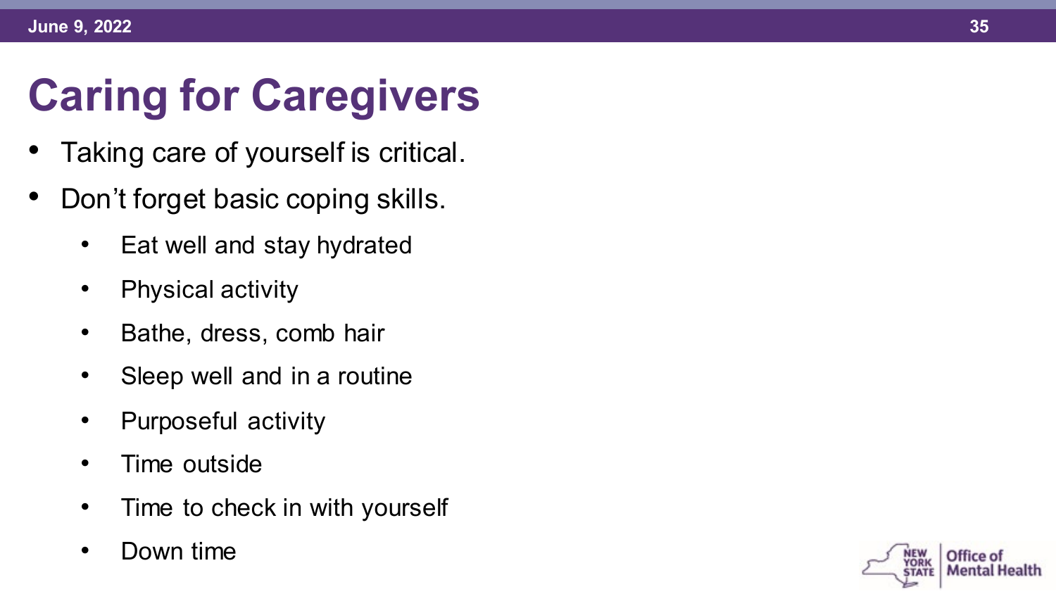# Caring for Caregivers

- Taking care of yourself is critical.
- Don't forget basic coping skills.
  - Eat well and stay hydrated
  - Physical activity
  - Bathe, dress, comb hair
  - Sleep well and in a routine
  - Purposeful activity
  - Time outside
  - Time to check in with yourself
  - Down time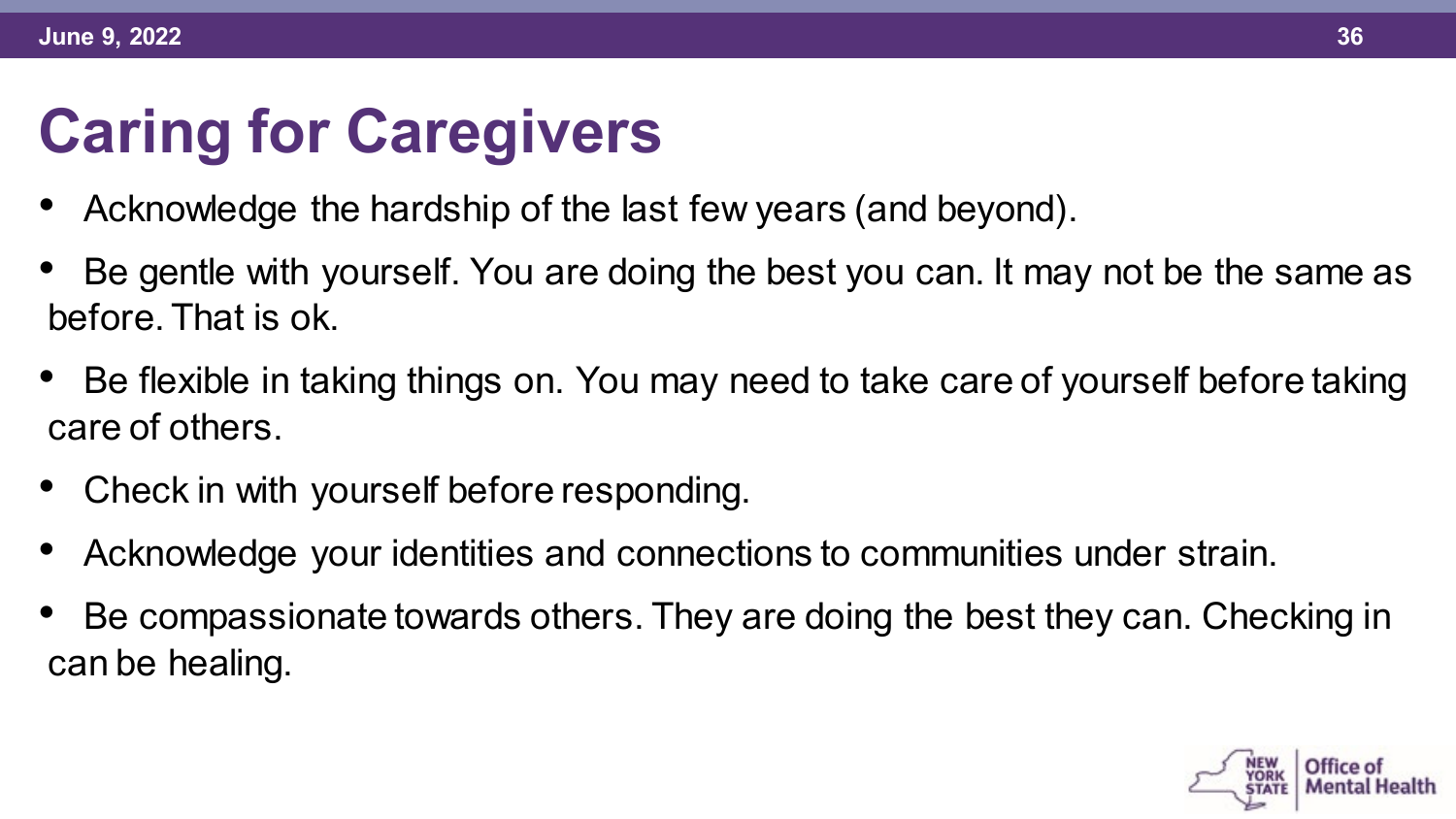# Caring for Caregivers

- Acknowledge the hardship of the last few years (and beyond).
- Be gentle with yourself. You are doing the best you can. It may not be the same as before. That is ok.
- Be flexible in taking things on. You may need to take care of yourself before taking care of others.
- Check in with yourself before responding.
- Acknowledge your identities and connections to communities under strain.
- Be compassionate towards others. They are doing the best they can. Checking in can be healing.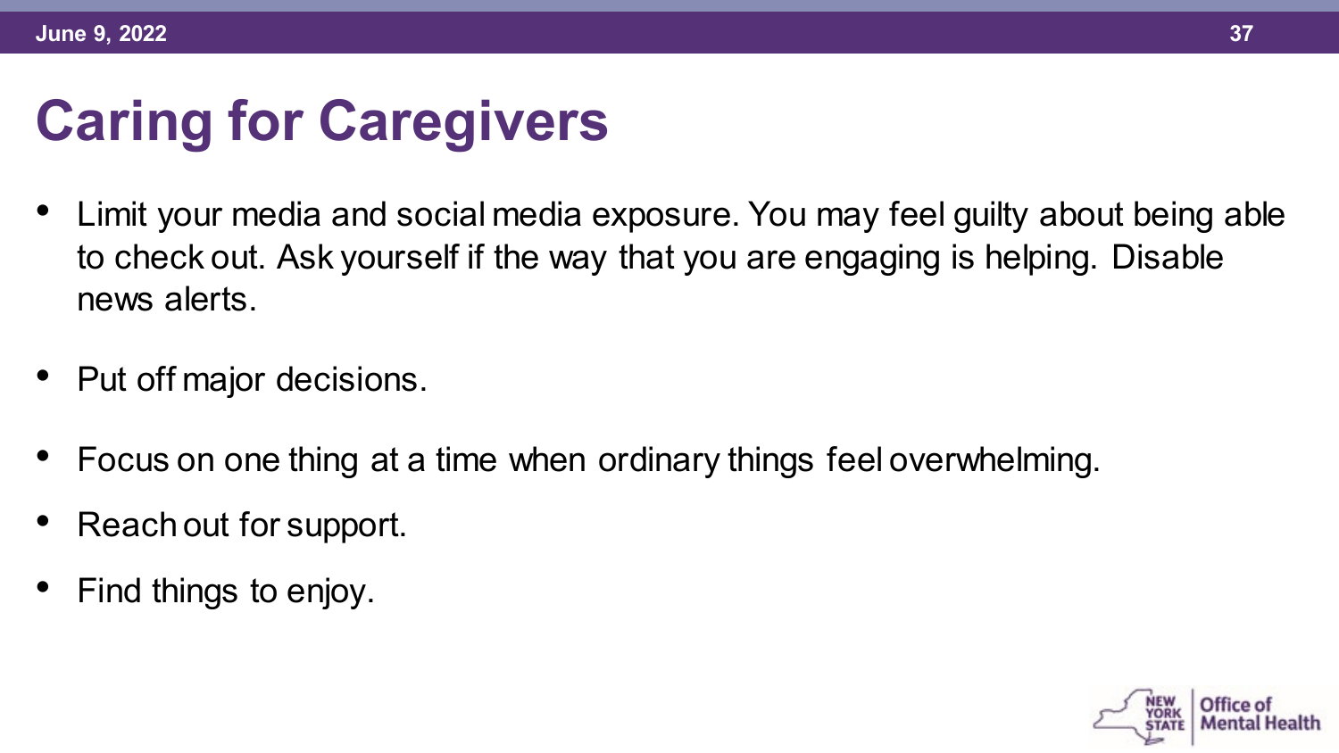# Caring for Caregivers

- Limit your media and social media exposure. You may feel guilty about being able to check out. Ask yourself if the way that you are engaging is helping. Disable news alerts.
- Put off major decisions.
- Focus on one thing at a time when ordinary things feel overwhelming.
- Reach out for support.
- Find things to enjoy.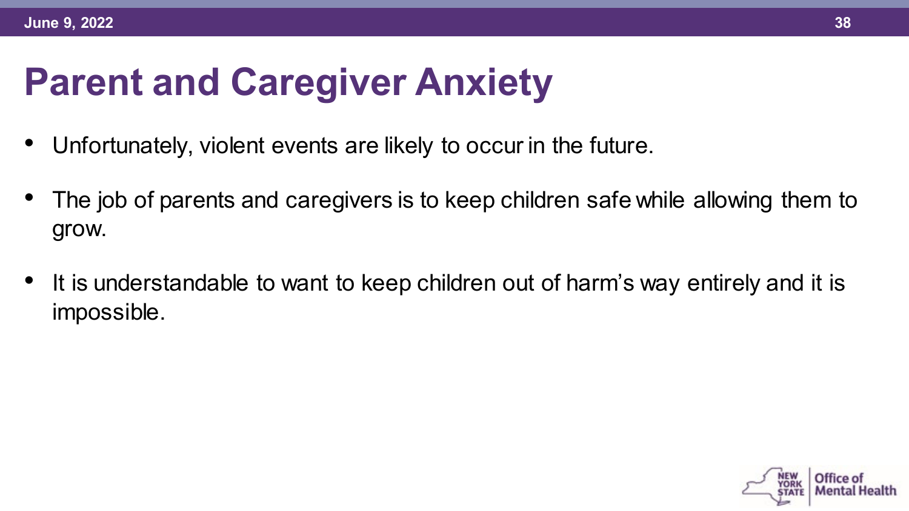# Parent and Caregiver Anxiety

- Unfortunately, violent events are likely to occur in the future.
- The job of parents and caregivers is to keep children safe while allowing them to grow.
- It is understandable to want to keep children out of harm's way entirely and it is impossible.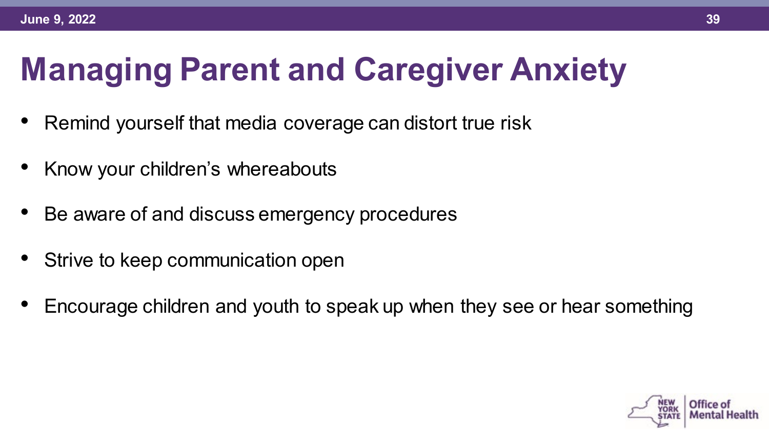# Managing Parent and Caregiver Anxiety

- Remind yourself that media coverage can distort true risk
- Know your children's whereabouts
- Be aware of and discuss emergency procedures
- Strive to keep communication open
- Encourage children and youth to speak up when they see or hear something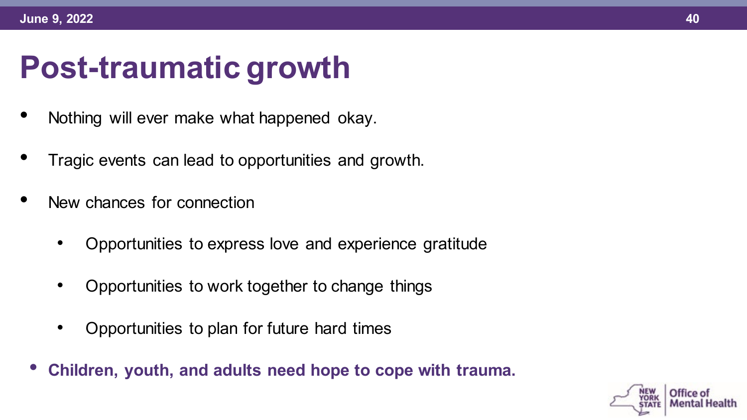# Post-traumatic growth

- Nothing will ever make what happened okay.
- Tragic events can lead to opportunities and growth.
- New chances for connection
  - Opportunities to express love and experience gratitude
  - Opportunities to work together to change things
  - Opportunities to plan for future hard times
- **Children, youth, and adults need hope to cope with trauma.**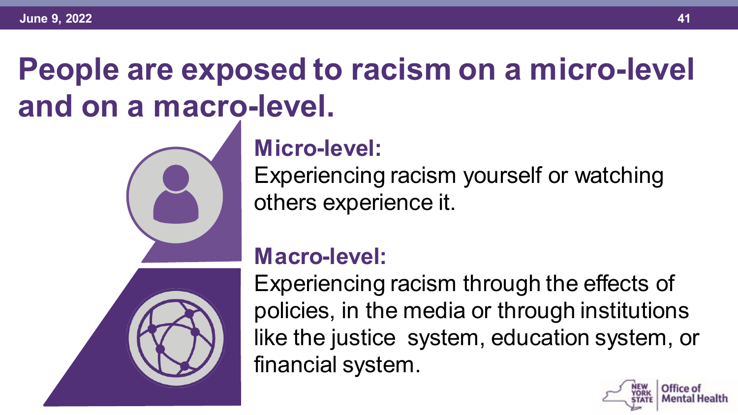# People are exposed to racism on a micro-level and on a macro-level.

## Micro-level:

Experiencing racism yourself or watching others experience it.

## Macro-level:

Experiencing racism through the effects of policies, in the media or through institutions like the justice system, education system, or financial system.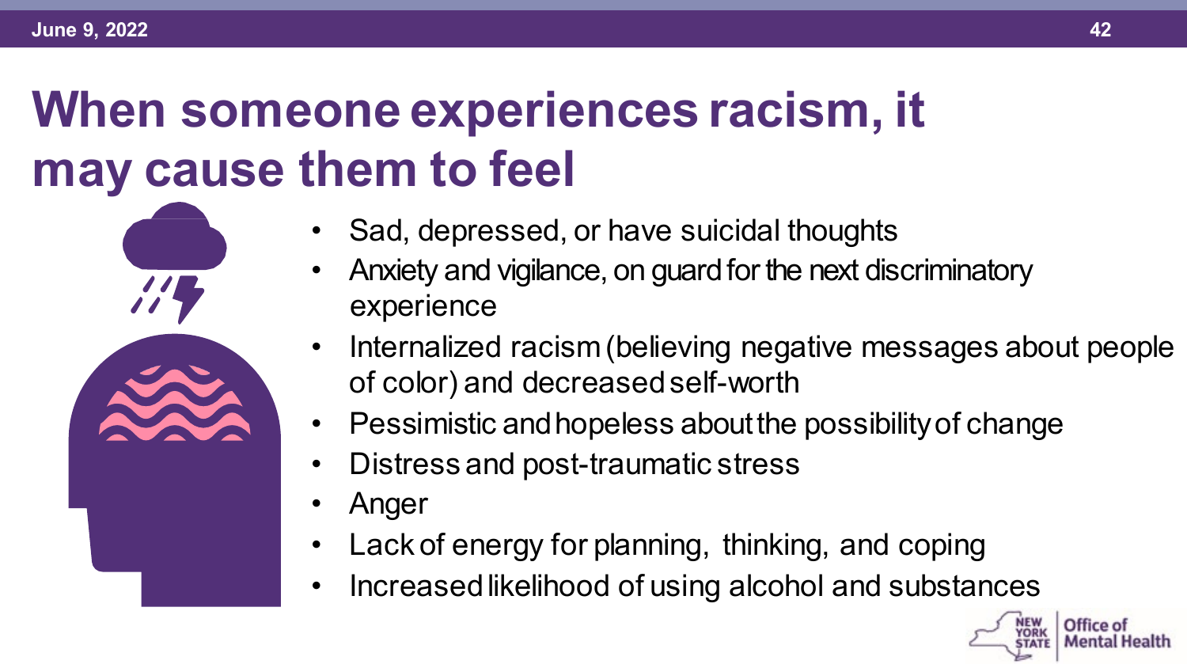# When someone experiences racism, it may cause them to feel

- Sad, depressed, or have suicidal thoughts
- Anxiety and vigilance, on guard for the next discriminatory experience
- Internalized racism (believing negative messages about people of color) and decreased self-worth
- Pessimistic and hopeless about the possibility of change
- Distress and post-traumatic stress
- Anger
- Lack of energy for planning, thinking, and coping
- Increased likelihood of using alcohol and substances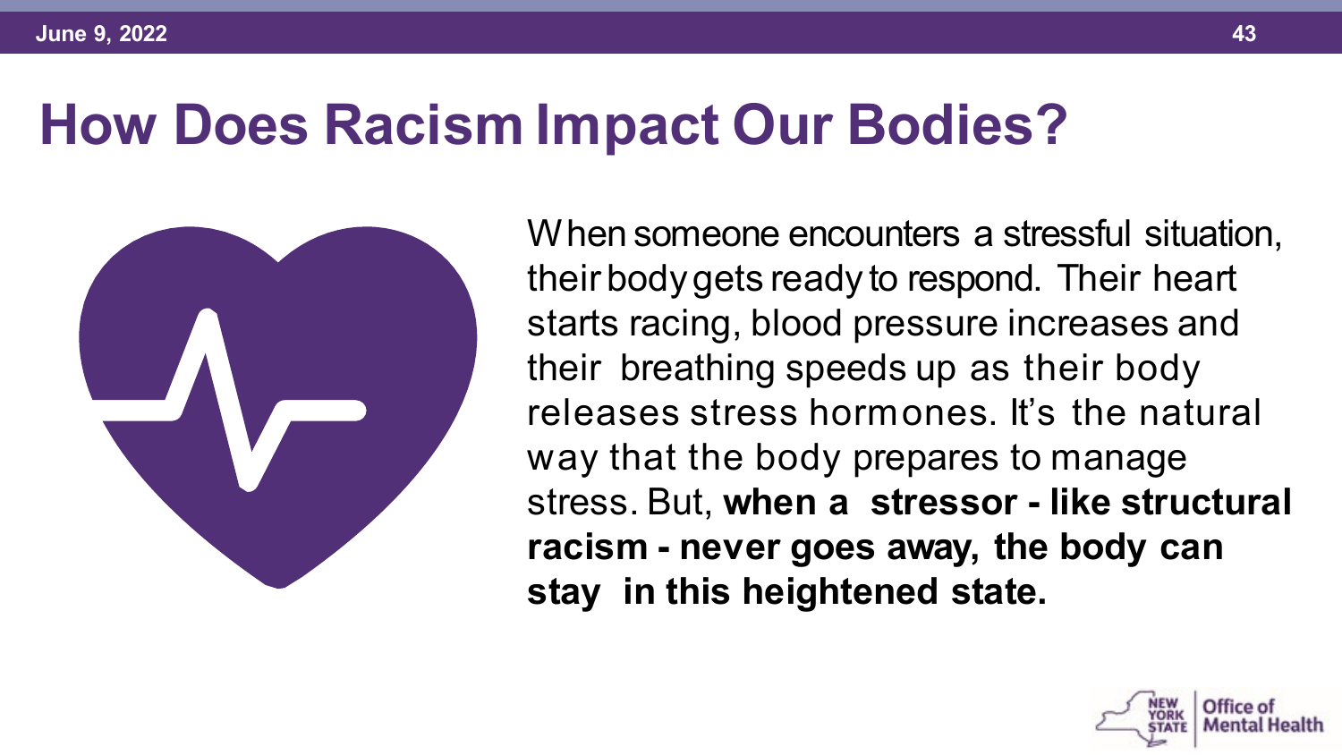# How Does Racism Impact Our Bodies?

When someone encounters a stressful situation, their body gets ready to respond. Their heart starts racing, blood pressure increases and their breathing speeds up as their body releases stress hormones. It's the natural way that the body prepares to manage stress. But, **when a stressor - like structural racism - never goes away, the body can stay in this heightened state.**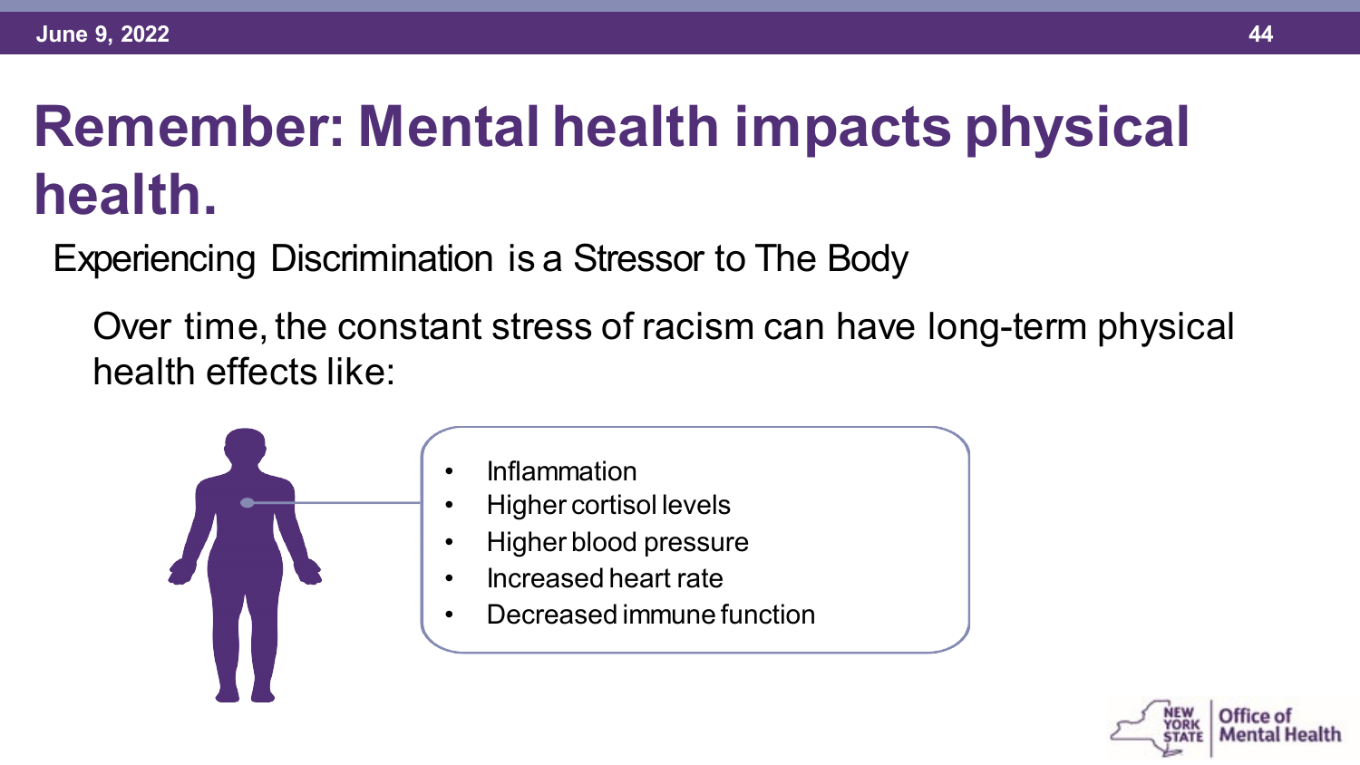# Remember: Mental health impacts physical health.

Experiencing Discrimination is a Stressor to The Body

Over time, the constant stress of racism can have long-term physical health effects like:

- Inflammation
- Higher cortisol levels
- Higher blood pressure
- Increased heart rate
- Decreased immune function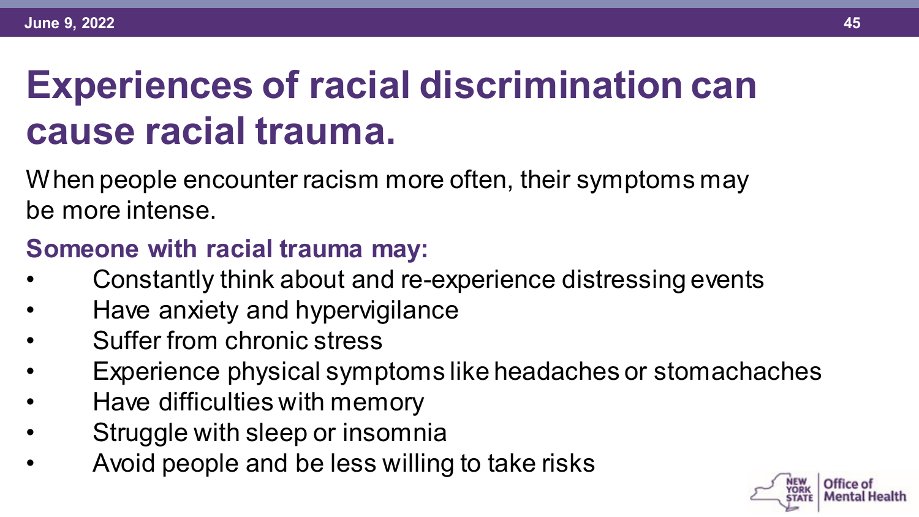# Experiences of racial discrimination can cause racial trauma.

When people encounter racism more often, their symptoms may be more intense.

**Someone with racial trauma may:**

- Constantly think about and re-experience distressing events
- Have anxiety and hypervigilance
- Suffer from chronic stress
- Experience physical symptoms like headaches or stomachaches
- Have difficulties with memory
- Struggle with sleep or insomnia
- Avoid people and be less willing to take risks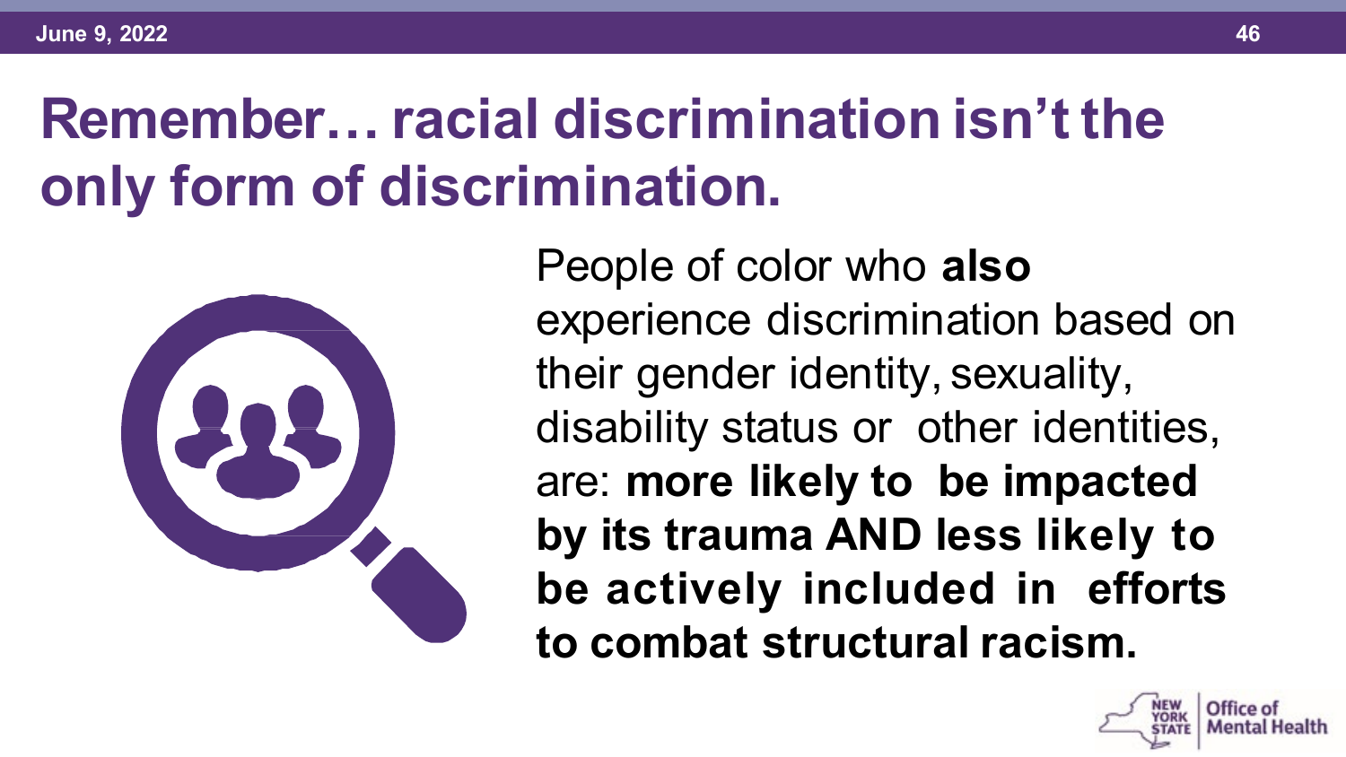# Remember… racial discrimination isn't the only form of discrimination.

People of color who **also** experience discrimination based on their gender identity, sexuality, disability status or other identities, are: **more likely to be impacted by its trauma AND less likely to be actively included in efforts to combat structural racism.**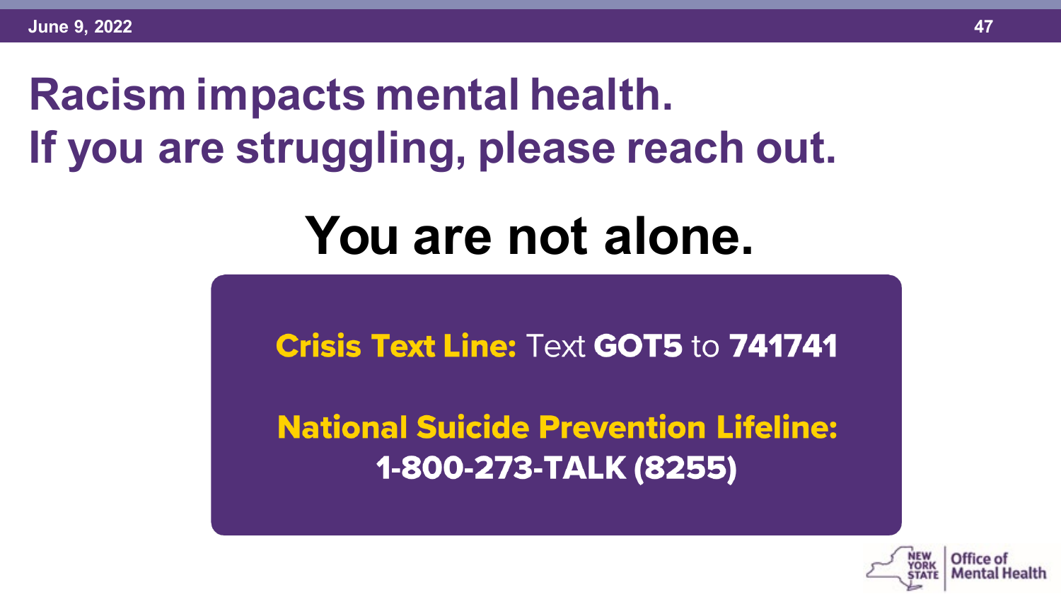# Racism impacts mental health.
# If you are struggling, please reach out.

## You are not alone.

**Crisis Text Line:** Text **GOT5** to **741741**

**National Suicide Prevention Lifeline:**
**1-800-273-TALK (8255)**

New York State Office of Mental Health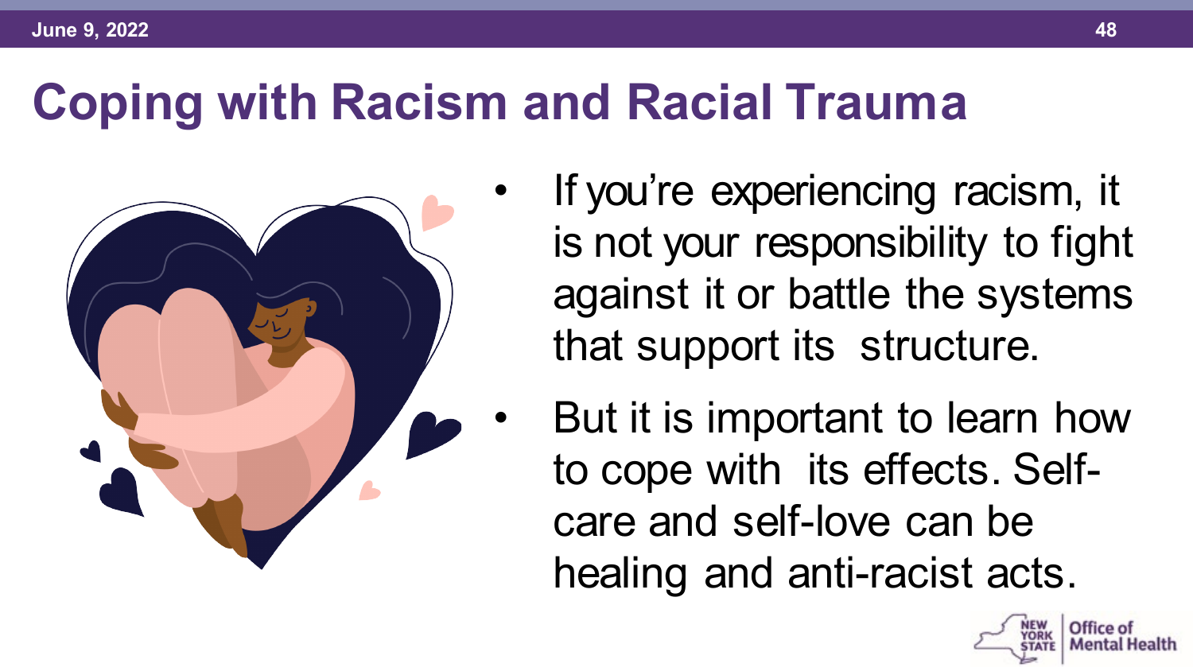# Coping with Racism and Racial Trauma

- If you're experiencing racism, it is not your responsibility to fight against it or battle the systems that support its structure.
- But it is important to learn how to cope with its effects. Self-care and self-love can be healing and anti-racist acts.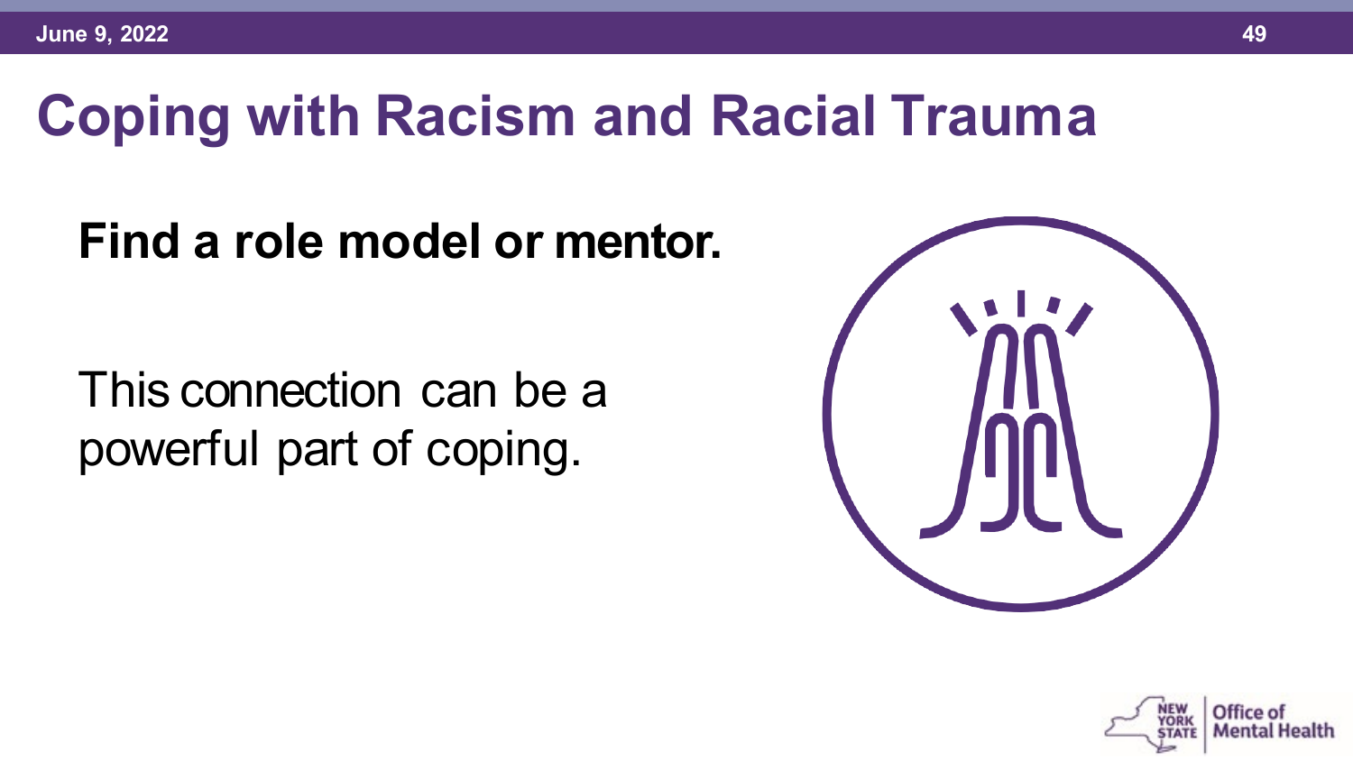# Coping with Racism and Racial Trauma

**Find a role model or mentor.**

This connection can be a powerful part of coping.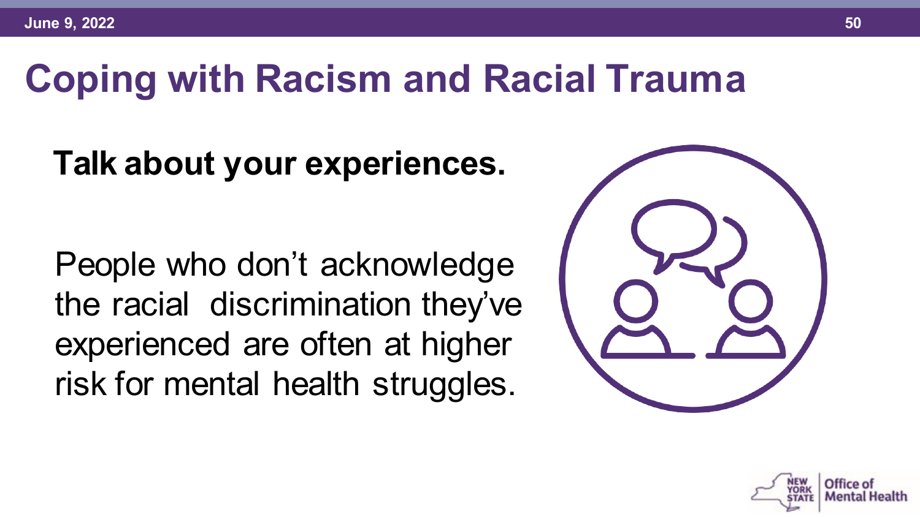# Coping with Racism and Racial Trauma

**Talk about your experiences.**

People who don't acknowledge the racial discrimination they've experienced are often at higher risk for mental health struggles.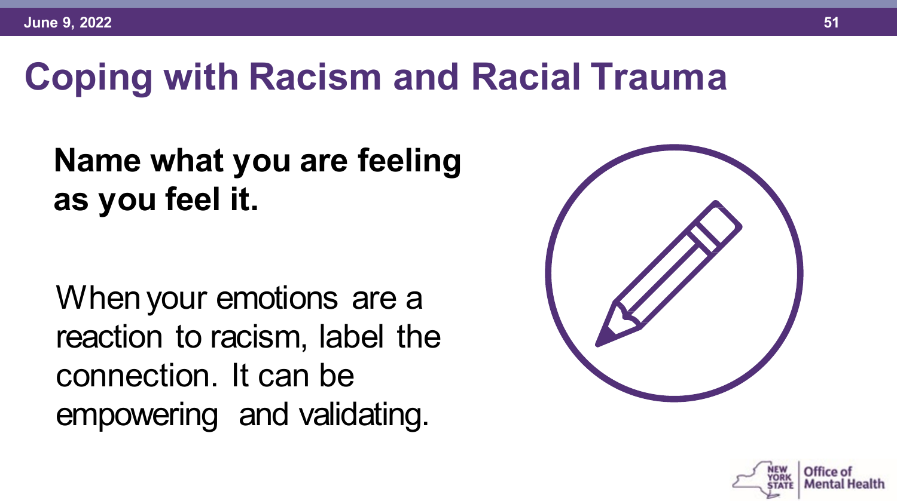# Coping with Racism and Racial Trauma

**Name what you are feeling as you feel it.**

When your emotions are a reaction to racism, label the connection. It can be empowering and validating.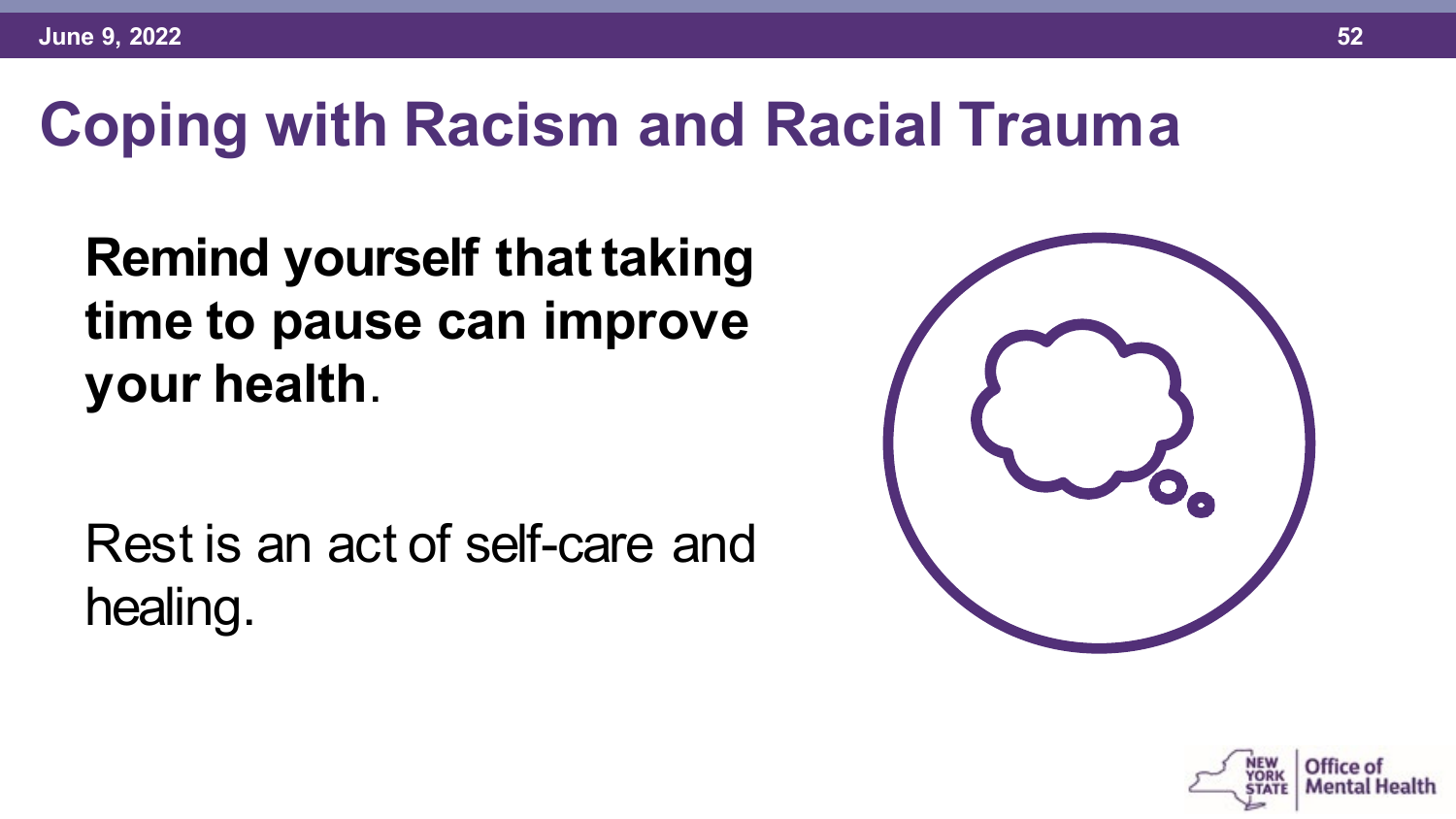# Coping with Racism and Racial Trauma

**Remind yourself that taking time to pause can improve your health**.

Rest is an act of self-care and healing.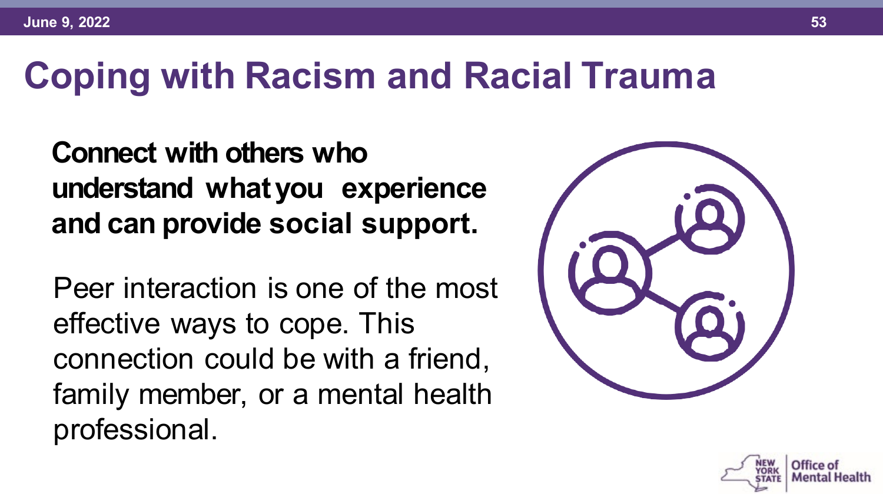# Coping with Racism and Racial Trauma

**Connect with others who understand what you experience and can provide social support.**

Peer interaction is one of the most effective ways to cope. This connection could be with a friend, family member, or a mental health professional.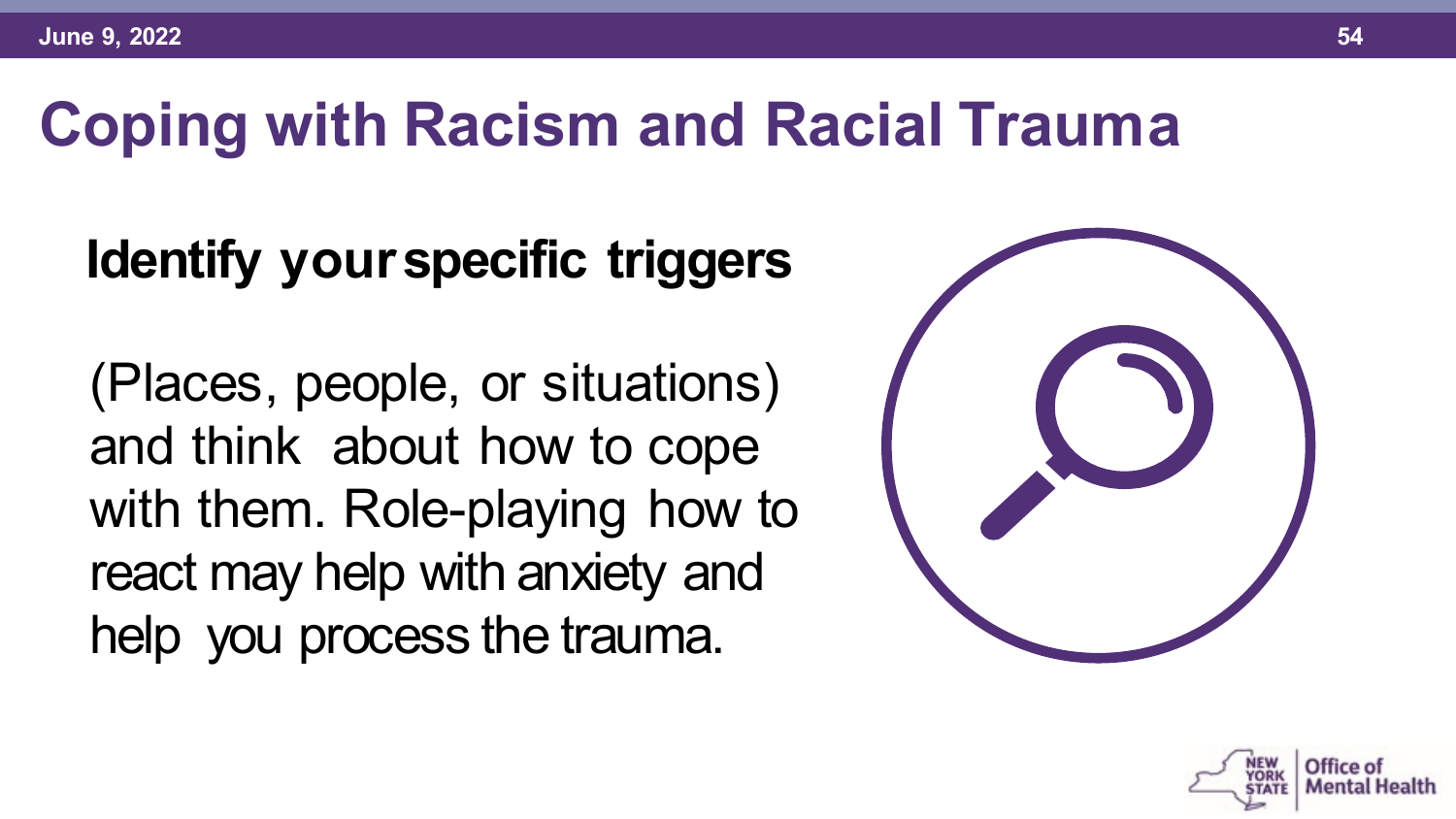# Coping with Racism and Racial Trauma

**Identify your specific triggers**

(Places, people, or situations) and think about how to cope with them. Role-playing how to react may help with anxiety and help you process the trauma.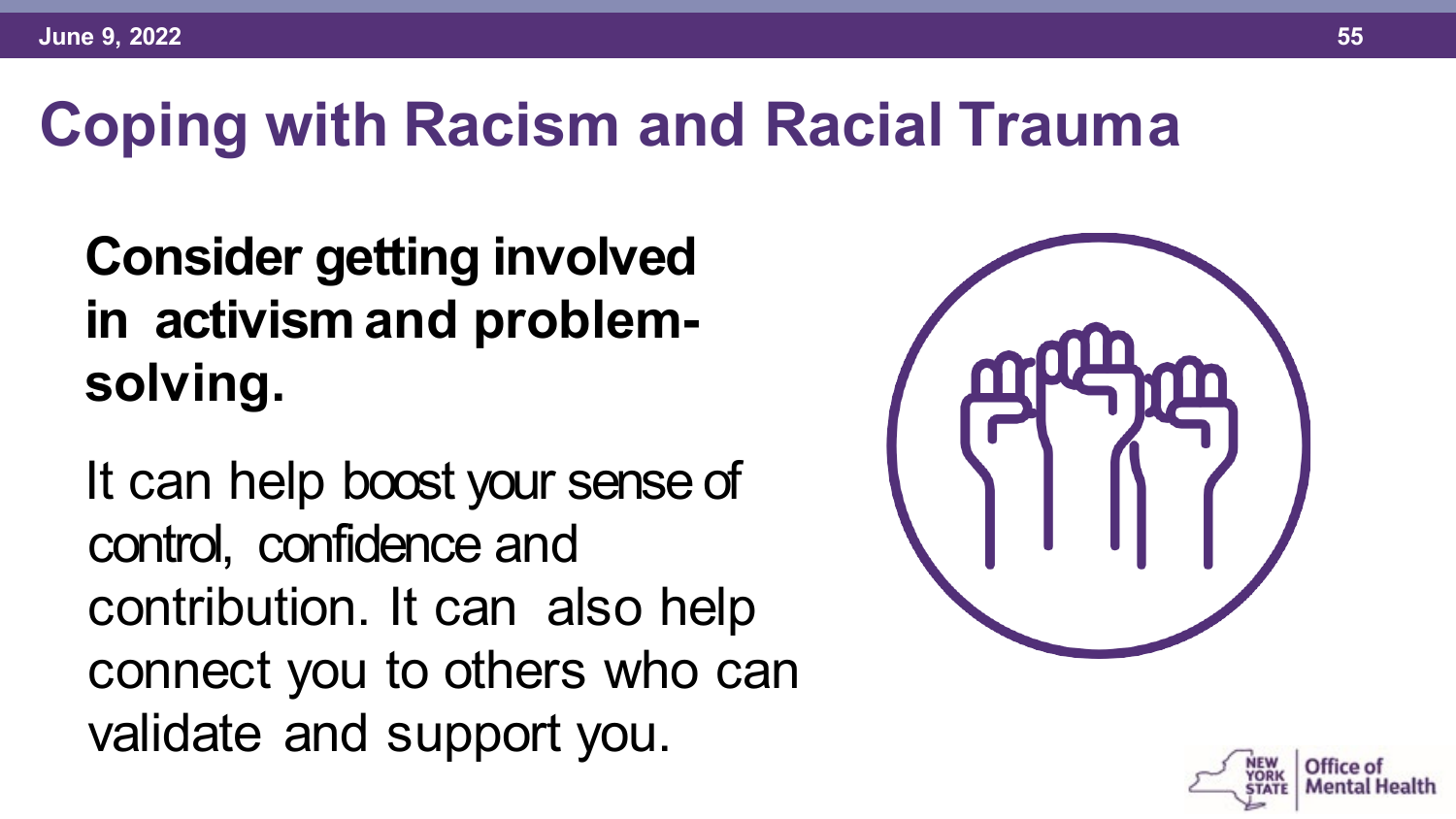# Coping with Racism and Racial Trauma

**Consider getting involved in activism and problem-solving.**

It can help boost your sense of control, confidence and contribution. It can also help connect you to others who can validate and support you.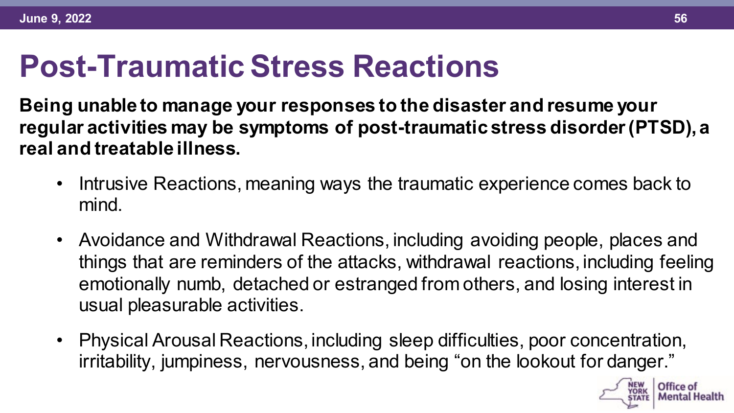# Post-Traumatic Stress Reactions

**Being unable to manage your responses to the disaster and resume your regular activities may be symptoms of post-traumatic stress disorder (PTSD), a real and treatable illness.**

- Intrusive Reactions, meaning ways the traumatic experience comes back to mind.
- Avoidance and Withdrawal Reactions, including avoiding people, places and things that are reminders of the attacks, withdrawal reactions, including feeling emotionally numb, detached or estranged from others, and losing interest in usual pleasurable activities.
- Physical Arousal Reactions, including sleep difficulties, poor concentration, irritability, jumpiness, nervousness, and being "on the lookout for danger."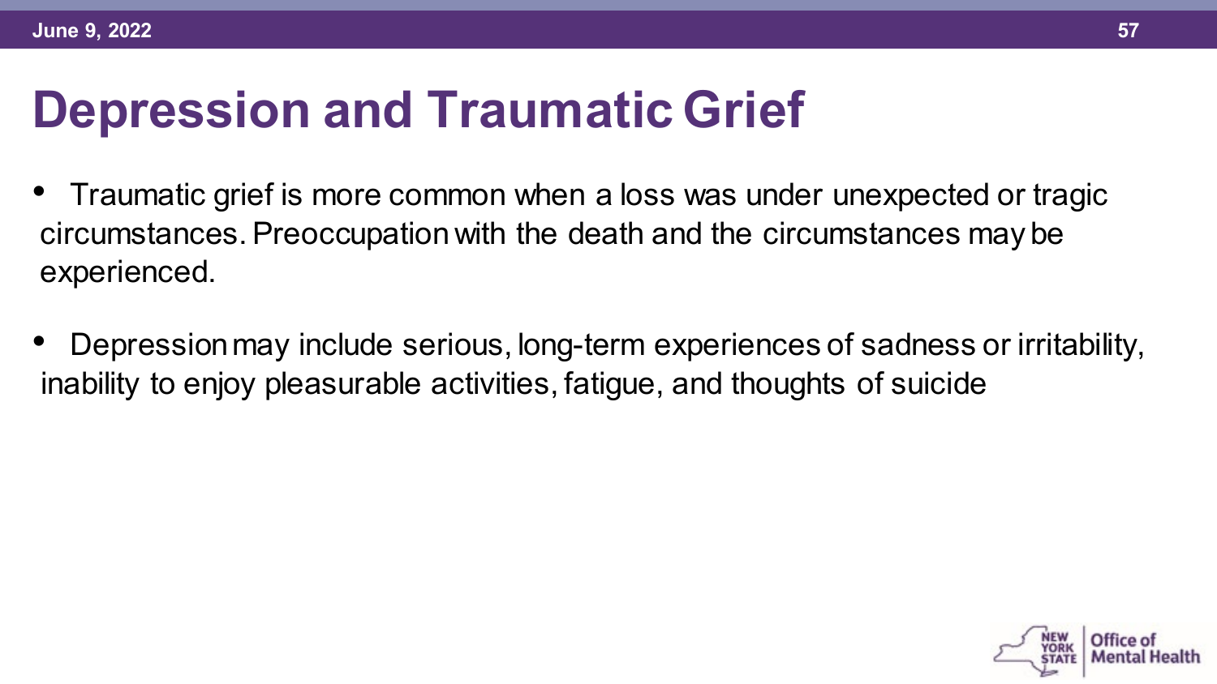# Depression and Traumatic Grief

- Traumatic grief is more common when a loss was under unexpected or tragic circumstances. Preoccupation with the death and the circumstances may be experienced.

- Depression may include serious, long-term experiences of sadness or irritability, inability to enjoy pleasurable activities, fatigue, and thoughts of suicide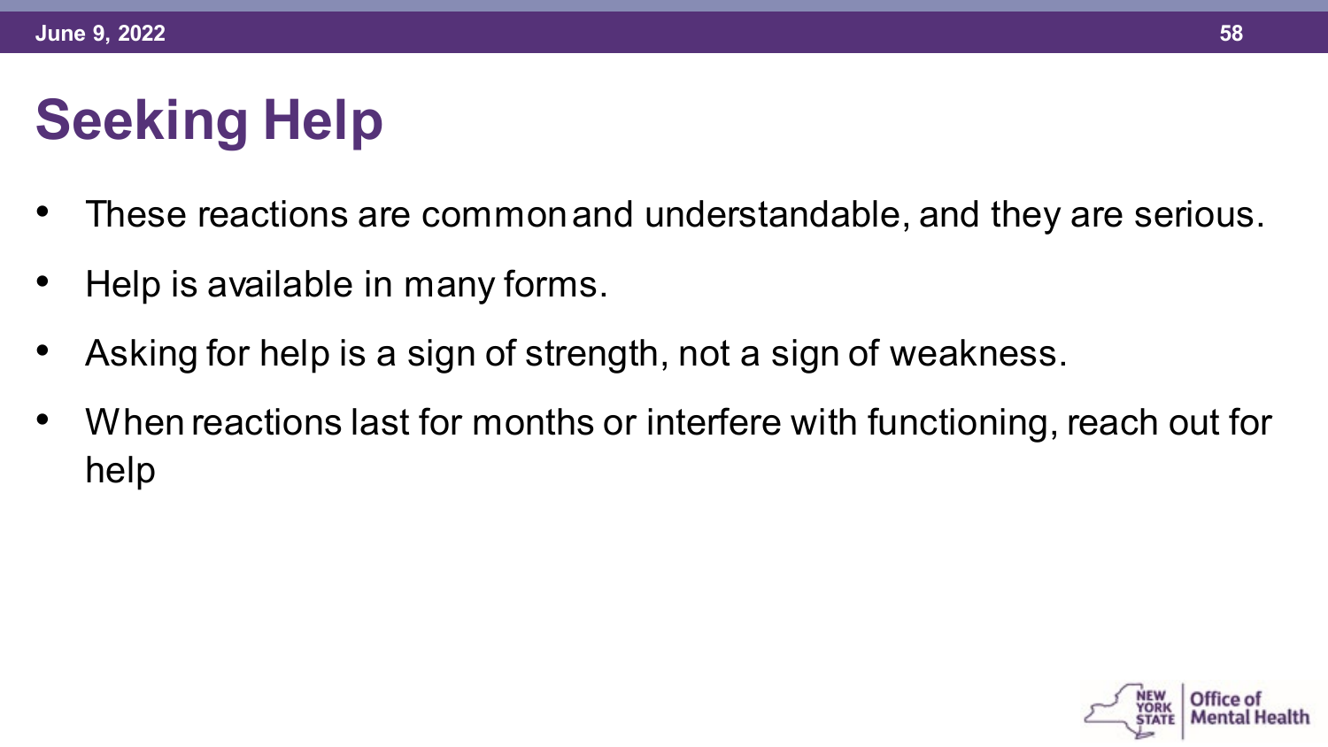# Seeking Help

- These reactions are common and understandable, and they are serious.
- Help is available in many forms.
- Asking for help is a sign of strength, not a sign of weakness.
- When reactions last for months or interfere with functioning, reach out for help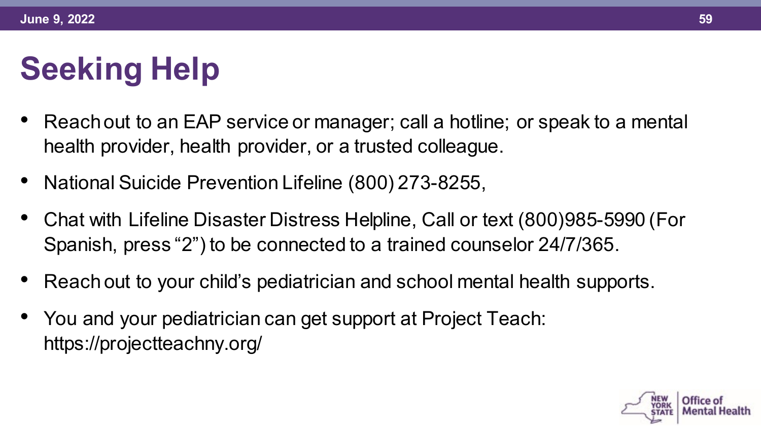# Seeking Help

- Reach out to an EAP service or manager; call a hotline; or speak to a mental health provider, health provider, or a trusted colleague.
- National Suicide Prevention Lifeline (800) 273-8255,
- Chat with Lifeline Disaster Distress Helpline, Call or text (800)985-5990 (For Spanish, press "2") to be connected to a trained counselor 24/7/365.
- Reach out to your child's pediatrician and school mental health supports.
- You and your pediatrician can get support at Project Teach: https://projectteachny.org/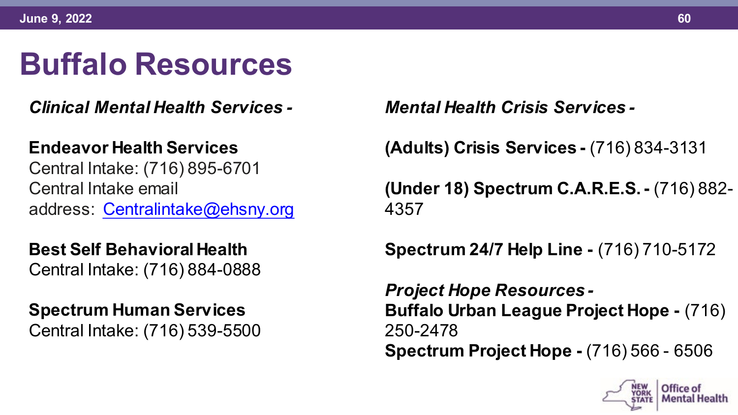# Buffalo Resources

*Clinical Mental Health Services -*

**Endeavor Health Services**
Central Intake: (716) 895-6701
Central Intake email address: Centralintake@ehsny.org

**Best Self Behavioral Health**
Central Intake: (716) 884-0888

**Spectrum Human Services**
Central Intake: (716) 539-5500

*Mental Health Crisis Services -*

**(Adults) Crisis Services -** (716) 834-3131

**(Under 18) Spectrum C.A.R.E.S. -** (716) 882-4357

**Spectrum 24/7 Help Line -** (716) 710-5172

***Project Hope Resources -***
**Buffalo Urban League Project Hope -** (716) 250-2478
**Spectrum Project Hope -** (716) 566 - 6506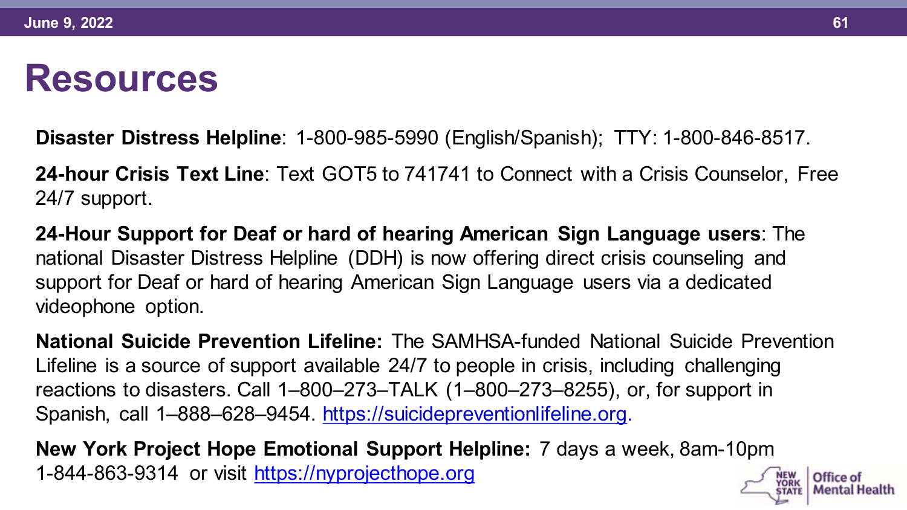# Resources

**Disaster Distress Helpline**: 1-800-985-5990 (English/Spanish); TTY: 1-800-846-8517.

**24-hour Crisis Text Line**: Text GOT5 to 741741 to Connect with a Crisis Counselor, Free 24/7 support.

**24-Hour Support for Deaf or hard of hearing American Sign Language users**: The national Disaster Distress Helpline (DDH) is now offering direct crisis counseling and support for Deaf or hard of hearing American Sign Language users via a dedicated videophone option.

**National Suicide Prevention Lifeline:** The SAMHSA-funded National Suicide Prevention Lifeline is a source of support available 24/7 to people in crisis, including challenging reactions to disasters. Call 1–800–273–TALK (1–800–273–8255), or, for support in Spanish, call 1–888–628–9454. https://suicidepreventionlifeline.org.

**New York Project Hope Emotional Support Helpline:** 7 days a week, 8am-10pm 1-844-863-9314 or visit https://nyprojecthope.org

New York State Office of Mental Health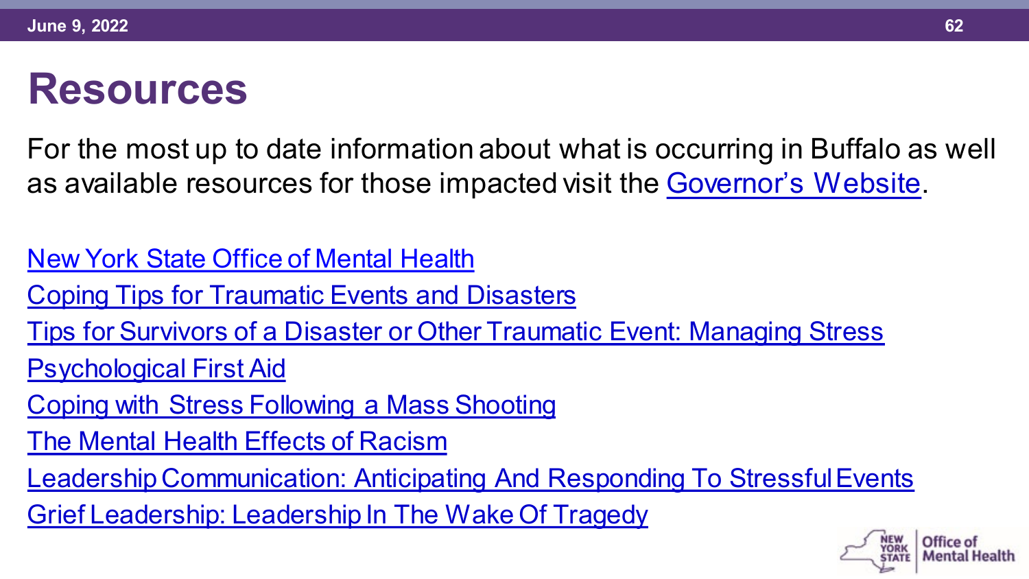# Resources

For the most up to date information about what is occurring in Buffalo as well as available resources for those impacted visit the Governor's Website.

- New York State Office of Mental Health
- Coping Tips for Traumatic Events and Disasters
- Tips for Survivors of a Disaster or Other Traumatic Event: Managing Stress
- Psychological First Aid
- Coping with Stress Following a Mass Shooting
- The Mental Health Effects of Racism
- Leadership Communication: Anticipating And Responding To Stressful Events
- Grief Leadership: Leadership In The Wake Of Tragedy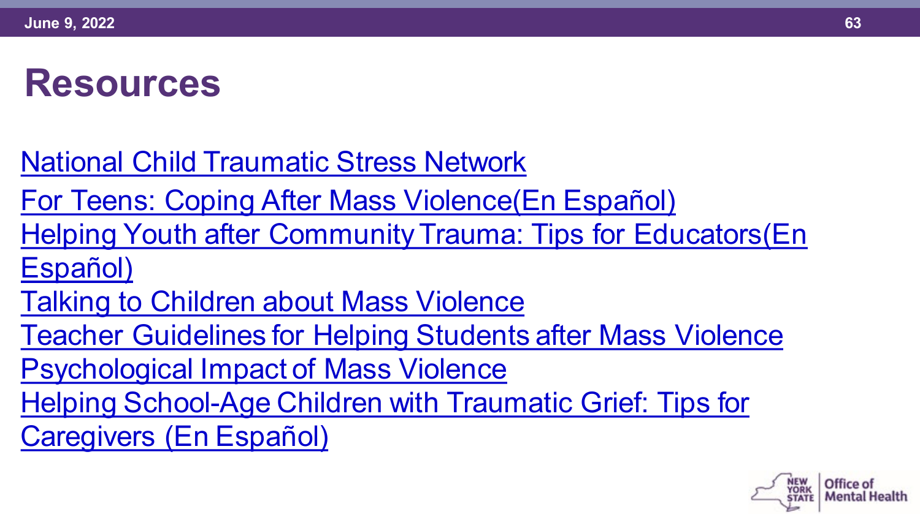# Resources

National Child Traumatic Stress Network

For Teens: Coping After Mass Violence(En Español)

Helping Youth after Community Trauma: Tips for Educators(En Español)

Talking to Children about Mass Violence

Teacher Guidelines for Helping Students after Mass Violence

Psychological Impact of Mass Violence

Helping School-Age Children with Traumatic Grief: Tips for Caregivers (En Español)